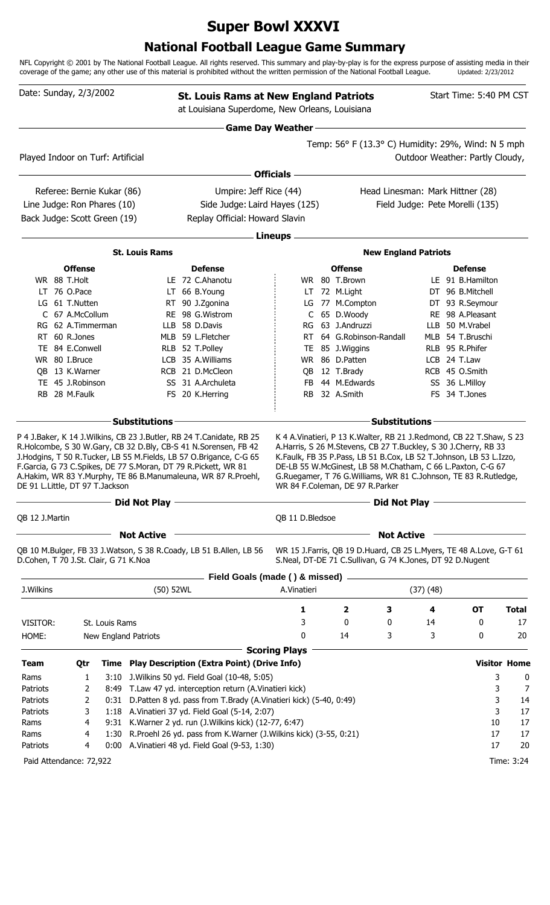# Super Bowl XXXVI

## National Football League Game Summary

NFL Copyright © 2001 by The National Football League. All rights reserved. This summary and play-by-play is for the express purpose of assisting media in their coverage of the game; any other use of this material is prohibited without the written permission of the National Football League. Updated: 2/23/2012

Date: Sunday, 2/3/2002

**St. Louis Rams at New England Patriots**
at Louisiana Superdome, New Orleans, Louisiana

Start Time: 5:40 PM CST

### Game Day Weather

Played Indoor on Turf: Artificial

Temp: 56° F (13.3° C) Humidity: 29%, Wind: N 5 mph
Outdoor Weather: Partly Cloudy,

### Officials

Referee: Bernie Kukar (86)
Umpire: Jeff Rice (44)
Head Linesman: Mark Hittner (28)
Line Judge: Ron Phares (10)
Side Judge: Laird Hayes (125)
Field Judge: Pete Morelli (135)
Back Judge: Scott Green (19)
Replay Official: Howard Slavin

### Lineups

**St. Louis Rams**

| Offense | Defense |
|---|---|
| WR 88 T.Holt | LE 72 C.Ahanotu |
| LT 76 O.Pace | LT 66 B.Young |
| LG 61 T.Nutten | RT 90 J.Zgonina |
| C 67 A.McCollum | RE 98 G.Wistrom |
| RG 62 A.Timmerman | LLB 58 D.Davis |
| RT 60 R.Jones | MLB 59 L.Fletcher |
| TE 84 E.Conwell | RLB 52 T.Polley |
| WR 80 I.Bruce | LCB 35 A.Williams |
| QB 13 K.Warner | RCB 21 D.McCleon |
| TE 45 J.Robinson | SS 31 A.Archuleta |
| RB 28 M.Faulk | FS 20 K.Herring |

**New England Patriots**

| Offense | Defense |
|---|---|
| WR 80 T.Brown | LE 91 B.Hamilton |
| LT 72 M.Light | DT 96 B.Mitchell |
| LG 77 M.Compton | DT 93 R.Seymour |
| C 65 D.Woody | RE 98 A.Pleasant |
| RG 63 J.Andruzzi | LLB 50 M.Vrabel |
| RT 64 G.Robinson-Randall | MLB 54 T.Bruschi |
| TE 85 J.Wiggins | RLB 95 R.Phifer |
| WR 86 D.Patten | LCB 24 T.Law |
| QB 12 T.Brady | RCB 45 O.Smith |
| FB 44 M.Edwards | SS 36 L.Milloy |
| RB 32 A.Smith | FS 34 T.Jones |

#### Substitutions

**St. Louis Rams:** P 4 J.Baker, K 14 J.Wilkins, CB 23 J.Butler, RB 24 T.Canidate, RB 25 R.Holcombe, S 30 W.Gary, CB 32 D.Bly, CB-S 41 N.Sorensen, FB 42 J.Hodgins, T 50 R.Tucker, LB 55 M.Fields, LB 57 O.Brigance, C-G 65 F.Garcia, G 73 C.Spikes, DE 77 S.Moran, DT 79 R.Pickett, WR 81 A.Hakim, WR 83 Y.Murphy, TE 86 B.Manumaleuna, WR 87 R.Proehl, DE 91 L.Little, DT 97 J.Jackson

**New England Patriots:** K 4 A.Vinatieri, P 13 K.Walter, RB 21 J.Redmond, CB 22 T.Shaw, S 23 A.Harris, S 26 M.Stevens, CB 27 T.Buckley, S 30 J.Cherry, RB 33 K.Faulk, FB 35 P.Pass, LB 51 B.Cox, LB 52 T.Johnson, LB 53 L.Izzo, DE-LB 55 W.McGinest, LB 58 M.Chatham, C 66 L.Paxton, C-G 67 G.Ruegamer, T 76 G.Williams, WR 81 C.Johnson, TE 83 R.Rutledge, WR 84 F.Coleman, DE 97 R.Parker

#### Did Not Play

**St. Louis Rams:** QB 12 J.Martin

**New England Patriots:** QB 11 D.Bledsoe

#### Not Active

**St. Louis Rams:** QB 10 M.Bulger, FB 33 J.Watson, S 38 R.Coady, LB 51 B.Allen, LB 56 D.Cohen, T 70 J.St. Clair, G 71 K.Noa

**New England Patriots:** WR 15 J.Farris, QB 19 D.Huard, CB 25 L.Myers, TE 48 A.Love, G-T 61 S.Neal, DT-DE 71 C.Sullivan, G 74 K.Jones, DT 92 D.Nugent

### Field Goals (made ( ) & missed)

| J.Wilkins | (50) 52WL | A.Vinatieri | (37) (48) |
|---|---|---|---|

| | | 1 | 2 | 3 | 4 | OT | Total |
|---|---|---|---|---|---|---|---|
| VISITOR: | St. Louis Rams | 3 | 0 | 0 | 14 | 0 | 17 |
| HOME: | New England Patriots | 0 | 14 | 3 | 3 | 0 | 20 |

### Scoring Plays

| Team | Qtr | Time | Play Description (Extra Point) (Drive Info) | Visitor | Home |
|---|---|---|---|---|---|
| Rams | 1 | 3:10 | J.Wilkins 50 yd. Field Goal (10-48, 5:05) | 3 | 0 |
| Patriots | 2 | 8:49 | T.Law 47 yd. interception return (A.Vinatieri kick) | 3 | 7 |
| Patriots | 2 | 0:31 | D.Patten 8 yd. pass from T.Brady (A.Vinatieri kick) (5-40, 0:49) | 3 | 14 |
| Patriots | 3 | 1:18 | A.Vinatieri 37 yd. Field Goal (5-14, 2:07) | 3 | 17 |
| Rams | 4 | 9:31 | K.Warner 2 yd. run (J.Wilkins kick) (12-77, 6:47) | 10 | 17 |
| Rams | 4 | 1:30 | R.Proehl 26 yd. pass from K.Warner (J.Wilkins kick) (3-55, 0:21) | 17 | 17 |
| Patriots | 4 | 0:00 | A.Vinatieri 48 yd. Field Goal (9-53, 1:30) | 17 | 20 |

Paid Attendance: 72,922

Time: 3:24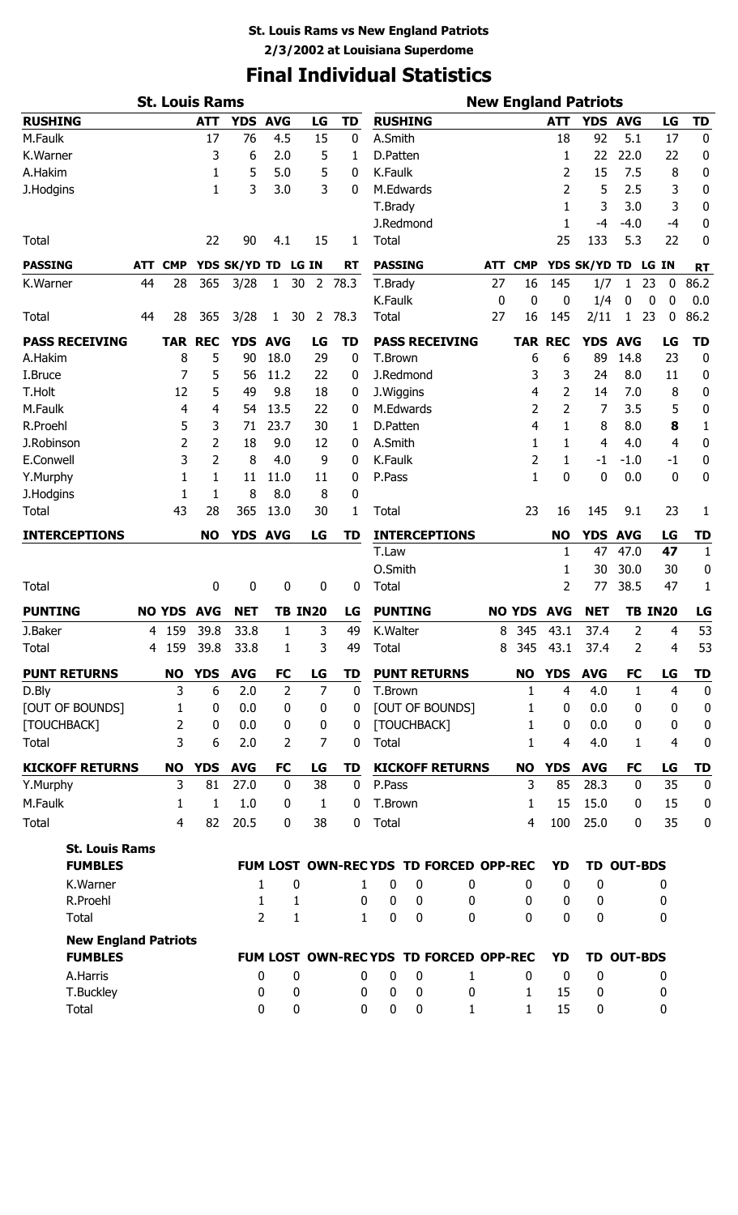**St. Louis Rams vs New England Patriots**

**2/3/2002 at Louisiana Superdome**

# Final Individual Statistics

## St. Louis Rams

| RUSHING | ATT | YDS | AVG | LG | TD |
|---|---|---|---|---|---|
| M.Faulk | 17 | 76 | 4.5 | 15 | 0 |
| K.Warner | 3 | 6 | 2.0 | 5 | 1 |
| A.Hakim | 1 | 5 | 5.0 | 5 | 0 |
| J.Hodgins | 1 | 3 | 3.0 | 3 | 0 |
| Total | 22 | 90 | 4.1 | 15 | 1 |

| PASSING | ATT | CMP | YDS | SK/YD | TD | LG | IN | RT |
|---|---|---|---|---|---|---|---|---|
| K.Warner | 44 | 28 | 365 | 3/28 | 1 | 30 | 2 | 78.3 |
| Total | 44 | 28 | 365 | 3/28 | 1 | 30 | 2 | 78.3 |

| PASS RECEIVING | TAR | REC | YDS | AVG | LG | TD |
|---|---|---|---|---|---|---|
| A.Hakim | 8 | 5 | 90 | 18.0 | 29 | 0 |
| I.Bruce | 7 | 5 | 56 | 11.2 | 22 | 0 |
| T.Holt | 12 | 5 | 49 | 9.8 | 18 | 0 |
| M.Faulk | 4 | 4 | 54 | 13.5 | 22 | 0 |
| R.Proehl | 5 | 3 | 71 | 23.7 | 30 | 1 |
| J.Robinson | 2 | 2 | 18 | 9.0 | 12 | 0 |
| E.Conwell | 3 | 2 | 8 | 4.0 | 9 | 0 |
| Y.Murphy | 1 | 1 | 11 | 11.0 | 11 | 0 |
| J.Hodgins | 1 | 1 | 8 | 8.0 | 8 | 0 |
| Total | 43 | 28 | 365 | 13.0 | 30 | 1 |

| INTERCEPTIONS | NO | YDS | AVG | LG | TD |
|---|---|---|---|---|---|
| Total | 0 | 0 | 0 | 0 | 0 |

| PUNTING | NO | YDS | AVG | NET | TB | IN20 | LG |
|---|---|---|---|---|---|---|---|
| J.Baker | 4 | 159 | 39.8 | 33.8 | 1 | 3 | 49 |
| Total | 4 | 159 | 39.8 | 33.8 | 1 | 3 | 49 |

| PUNT RETURNS | NO | YDS | AVG | FC | LG | TD |
|---|---|---|---|---|---|---|
| D.Bly | 3 | 6 | 2.0 | 2 | 7 | 0 |
| [OUT OF BOUNDS] | 1 | 0 | 0.0 | 0 | 0 | 0 |
| [TOUCHBACK] | 2 | 0 | 0.0 | 0 | 0 | 0 |
| Total | 3 | 6 | 2.0 | 2 | 7 | 0 |

| KICKOFF RETURNS | NO | YDS | AVG | FC | LG | TD |
|---|---|---|---|---|---|---|
| Y.Murphy | 3 | 81 | 27.0 | 0 | 38 | 0 |
| M.Faulk | 1 | 1 | 1.0 | 0 | 1 | 0 |
| Total | 4 | 82 | 20.5 | 0 | 38 | 0 |

## New England Patriots

| RUSHING | ATT | YDS | AVG | LG | TD |
|---|---|---|---|---|---|
| A.Smith | 18 | 92 | 5.1 | 17 | 0 |
| D.Patten | 1 | 22 | 22.0 | 22 | 0 |
| K.Faulk | 2 | 15 | 7.5 | 8 | 0 |
| M.Edwards | 2 | 5 | 2.5 | 3 | 0 |
| T.Brady | 1 | 3 | 3.0 | 3 | 0 |
| J.Redmond | 1 | -4 | -4.0 | -4 | 0 |
| Total | 25 | 133 | 5.3 | 22 | 0 |

| PASSING | ATT | CMP | YDS | SK/YD | TD | LG | IN | RT |
|---|---|---|---|---|---|---|---|---|
| T.Brady | 27 | 16 | 145 | 1/7 | 1 | 23 | 0 | 86.2 |
| K.Faulk | 0 | 0 | 0 | 1/4 | 0 | 0 | 0 | 0.0 |
| Total | 27 | 16 | 145 | 2/11 | 1 | 23 | 0 | 86.2 |

| PASS RECEIVING | TAR | REC | YDS | AVG | LG | TD |
|---|---|---|---|---|---|---|
| T.Brown | 6 | 6 | 89 | 14.8 | 23 | 0 |
| J.Redmond | 3 | 3 | 24 | 8.0 | 11 | 0 |
| J.Wiggins | 4 | 2 | 14 | 7.0 | 8 | 0 |
| M.Edwards | 2 | 2 | 7 | 3.5 | 5 | 0 |
| D.Patten | 4 | 1 | 8 | 8.0 | **8** | 1 |
| A.Smith | 1 | 1 | 4 | 4.0 | 4 | 0 |
| K.Faulk | 2 | 1 | -1 | -1.0 | -1 | 0 |
| P.Pass | 1 | 0 | 0 | 0.0 | 0 | 0 |
| Total | 23 | 16 | 145 | 9.1 | 23 | 1 |

| INTERCEPTIONS | NO | YDS | AVG | LG | TD |
|---|---|---|---|---|---|
| T.Law | 1 | 47 | 47.0 | **47** | 1 |
| O.Smith | 1 | 30 | 30.0 | 30 | 0 |
| Total | 2 | 77 | 38.5 | 47 | 1 |

| PUNTING | NO | YDS | AVG | NET | TB | IN20 | LG |
|---|---|---|---|---|---|---|---|
| K.Walter | 8 | 345 | 43.1 | 37.4 | 2 | 4 | 53 |
| Total | 8 | 345 | 43.1 | 37.4 | 2 | 4 | 53 |

| PUNT RETURNS | NO | YDS | AVG | FC | LG | TD |
|---|---|---|---|---|---|---|
| T.Brown | 1 | 4 | 4.0 | 1 | 4 | 0 |
| [OUT OF BOUNDS] | 1 | 0 | 0.0 | 0 | 0 | 0 |
| [TOUCHBACK] | 1 | 0 | 0.0 | 0 | 0 | 0 |
| Total | 1 | 4 | 4.0 | 1 | 4 | 0 |

| KICKOFF RETURNS | NO | YDS | AVG | FC | LG | TD |
|---|---|---|---|---|---|---|
| P.Pass | 3 | 85 | 28.3 | 0 | 35 | 0 |
| T.Brown | 1 | 15 | 15.0 | 0 | 15 | 0 |
| Total | 4 | 100 | 25.0 | 0 | 35 | 0 |

### St. Louis Rams

| FUMBLES | FUM | LOST | OWN-REC | YDS | TD | FORCED | OPP-REC | YD | TD | OUT-BDS |
|---|---|---|---|---|---|---|---|---|---|---|
| K.Warner | 1 | 0 | 1 | 0 | 0 | 0 | 0 | 0 | 0 | 0 |
| R.Proehl | 1 | 1 | 0 | 0 | 0 | 0 | 0 | 0 | 0 | 0 |
| Total | 2 | 1 | 1 | 0 | 0 | 0 | 0 | 0 | 0 | 0 |

### New England Patriots

| FUMBLES | FUM | LOST | OWN-REC | YDS | TD | FORCED | OPP-REC | YD | TD | OUT-BDS |
|---|---|---|---|---|---|---|---|---|---|---|
| A.Harris | 0 | 0 | 0 | 0 | 0 | 1 | 0 | 0 | 0 | 0 |
| T.Buckley | 0 | 0 | 0 | 0 | 0 | 0 | 1 | 15 | 0 | 0 |
| Total | 0 | 0 | 0 | 0 | 0 | 1 | 1 | 15 | 0 | 0 |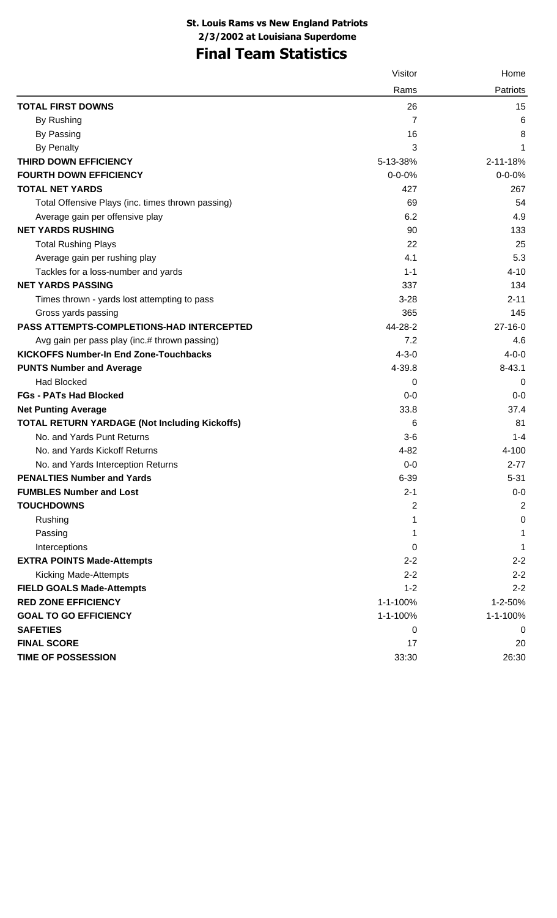**St. Louis Rams vs New England Patriots**

**2/3/2002 at Louisiana Superdome**

# Final Team Statistics

| | Visitor | Home |
|---|---|---|
| | Rams | Patriots |
| **TOTAL FIRST DOWNS** | 26 | 15 |
| By Rushing | 7 | 6 |
| By Passing | 16 | 8 |
| By Penalty | 3 | 1 |
| **THIRD DOWN EFFICIENCY** | 5-13-38% | 2-11-18% |
| **FOURTH DOWN EFFICIENCY** | 0-0-0% | 0-0-0% |
| **TOTAL NET YARDS** | 427 | 267 |
| Total Offensive Plays (inc. times thrown passing) | 69 | 54 |
| Average gain per offensive play | 6.2 | 4.9 |
| **NET YARDS RUSHING** | 90 | 133 |
| Total Rushing Plays | 22 | 25 |
| Average gain per rushing play | 4.1 | 5.3 |
| Tackles for a loss-number and yards | 1-1 | 4-10 |
| **NET YARDS PASSING** | 337 | 134 |
| Times thrown - yards lost attempting to pass | 3-28 | 2-11 |
| Gross yards passing | 365 | 145 |
| **PASS ATTEMPTS-COMPLETIONS-HAD INTERCEPTED** | 44-28-2 | 27-16-0 |
| Avg gain per pass play (inc.# thrown passing) | 7.2 | 4.6 |
| **KICKOFFS Number-In End Zone-Touchbacks** | 4-3-0 | 4-0-0 |
| **PUNTS Number and Average** | 4-39.8 | 8-43.1 |
| Had Blocked | 0 | 0 |
| **FGs - PATs Had Blocked** | 0-0 | 0-0 |
| **Net Punting Average** | 33.8 | 37.4 |
| **TOTAL RETURN YARDAGE (Not Including Kickoffs)** | 6 | 81 |
| No. and Yards Punt Returns | 3-6 | 1-4 |
| No. and Yards Kickoff Returns | 4-82 | 4-100 |
| No. and Yards Interception Returns | 0-0 | 2-77 |
| **PENALTIES Number and Yards** | 6-39 | 5-31 |
| **FUMBLES Number and Lost** | 2-1 | 0-0 |
| **TOUCHDOWNS** | 2 | 2 |
| Rushing | 1 | 0 |
| Passing | 1 | 1 |
| Interceptions | 0 | 1 |
| **EXTRA POINTS Made-Attempts** | 2-2 | 2-2 |
| Kicking Made-Attempts | 2-2 | 2-2 |
| **FIELD GOALS Made-Attempts** | 1-2 | 2-2 |
| **RED ZONE EFFICIENCY** | 1-1-100% | 1-2-50% |
| **GOAL TO GO EFFICIENCY** | 1-1-100% | 1-1-100% |
| **SAFETIES** | 0 | 0 |
| **FINAL SCORE** | 17 | 20 |
| **TIME OF POSSESSION** | 33:30 | 26:30 |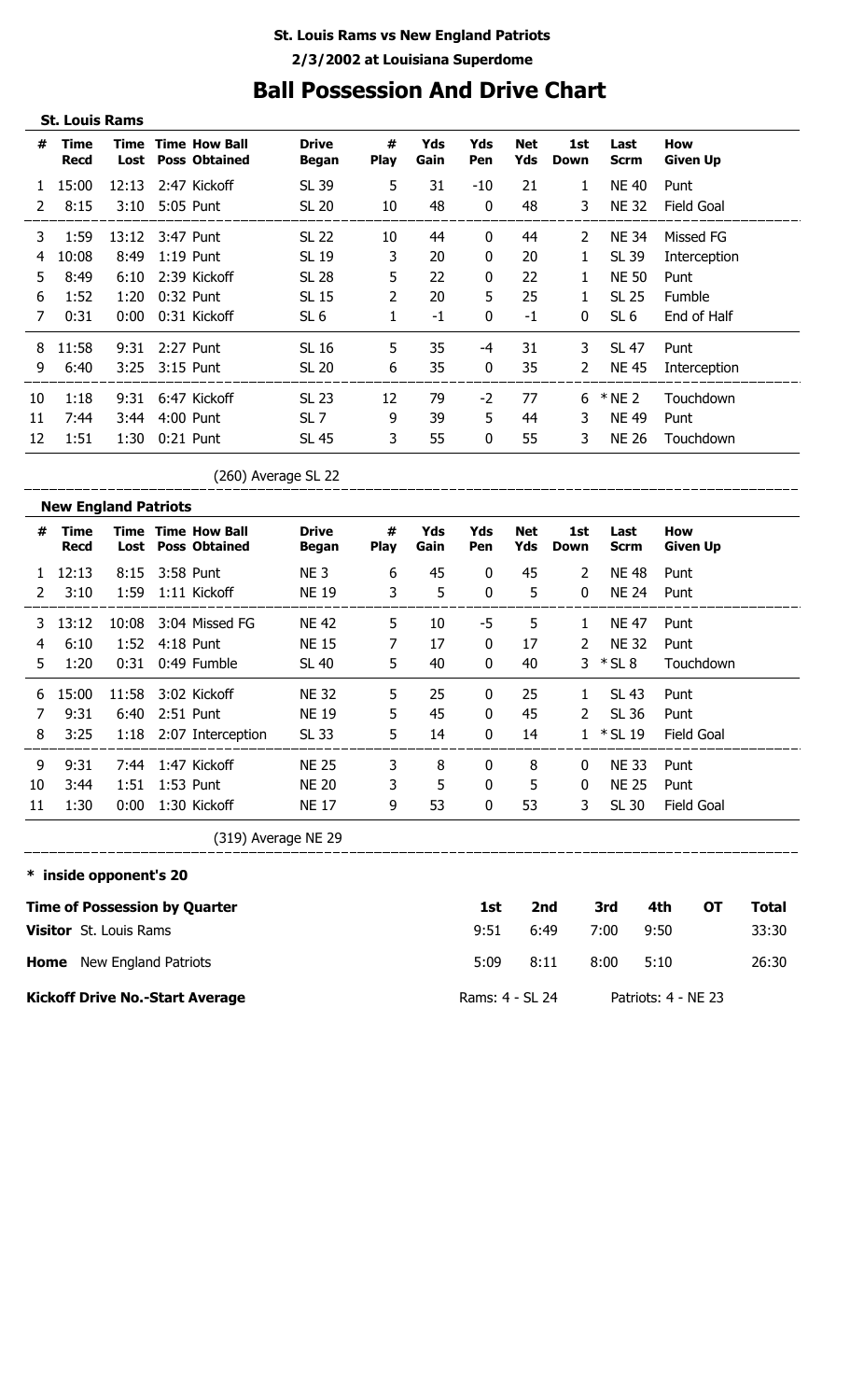**St. Louis Rams vs New England Patriots**

**2/3/2002 at Louisiana Superdome**

# Ball Possession And Drive Chart

## St. Louis Rams

| # | Time Recd | Time Lost | Time Poss | How Ball Obtained | Drive Began | # Play | Yds Gain | Yds Pen | Net Yds | 1st Down | Last Scrm | How Given Up |
|---|---|---|---|---|---|---|---|---|---|---|---|---|
| 1 | 15:00 | 12:13 | 2:47 | Kickoff | SL 39 | 5 | 31 | -10 | 21 | 1 | NE 40 | Punt |
| 2 | 8:15 | 3:10 | 5:05 | Punt | SL 20 | 10 | 48 | 0 | 48 | 3 | NE 32 | Field Goal |
| 3 | 1:59 | 13:12 | 3:47 | Punt | SL 22 | 10 | 44 | 0 | 44 | 2 | NE 34 | Missed FG |
| 4 | 10:08 | 8:49 | 1:19 | Punt | SL 19 | 3 | 20 | 0 | 20 | 1 | SL 39 | Interception |
| 5 | 8:49 | 6:10 | 2:39 | Kickoff | SL 28 | 5 | 22 | 0 | 22 | 1 | NE 50 | Punt |
| 6 | 1:52 | 1:20 | 0:32 | Punt | SL 15 | 2 | 20 | 5 | 25 | 1 | SL 25 | Fumble |
| 7 | 0:31 | 0:00 | 0:31 | Kickoff | SL 6 | 1 | -1 | 0 | -1 | 0 | SL 6 | End of Half |
| 8 | 11:58 | 9:31 | 2:27 | Punt | SL 16 | 5 | 35 | -4 | 31 | 3 | SL 47 | Punt |
| 9 | 6:40 | 3:25 | 3:15 | Punt | SL 20 | 6 | 35 | 0 | 35 | 2 | NE 45 | Interception |
| 10 | 1:18 | 9:31 | 6:47 | Kickoff | SL 23 | 12 | 79 | -2 | 77 | 6 | * NE 2 | Touchdown |
| 11 | 7:44 | 3:44 | 4:00 | Punt | SL 7 | 9 | 39 | 5 | 44 | 3 | NE 49 | Punt |
| 12 | 1:51 | 1:30 | 0:21 | Punt | SL 45 | 3 | 55 | 0 | 55 | 3 | NE 26 | Touchdown |

(260) Average SL 22

## New England Patriots

| # | Time Recd | Time Lost | Time Poss | How Ball Obtained | Drive Began | # Play | Yds Gain | Yds Pen | Net Yds | 1st Down | Last Scrm | How Given Up |
|---|---|---|---|---|---|---|---|---|---|---|---|---|
| 1 | 12:13 | 8:15 | 3:58 | Punt | NE 3 | 6 | 45 | 0 | 45 | 2 | NE 48 | Punt |
| 2 | 3:10 | 1:59 | 1:11 | Kickoff | NE 19 | 3 | 5 | 0 | 5 | 0 | NE 24 | Punt |
| 3 | 13:12 | 10:08 | 3:04 | Missed FG | NE 42 | 5 | 10 | -5 | 5 | 1 | NE 47 | Punt |
| 4 | 6:10 | 1:52 | 4:18 | Punt | NE 15 | 7 | 17 | 0 | 17 | 2 | NE 32 | Punt |
| 5 | 1:20 | 0:31 | 0:49 | Fumble | SL 40 | 5 | 40 | 0 | 40 | 3 | * SL 8 | Touchdown |
| 6 | 15:00 | 11:58 | 3:02 | Kickoff | NE 32 | 5 | 25 | 0 | 25 | 1 | SL 43 | Punt |
| 7 | 9:31 | 6:40 | 2:51 | Punt | NE 19 | 5 | 45 | 0 | 45 | 2 | SL 36 | Punt |
| 8 | 3:25 | 1:18 | 2:07 | Interception | SL 33 | 5 | 14 | 0 | 14 | 1 | * SL 19 | Field Goal |
| 9 | 9:31 | 7:44 | 1:47 | Kickoff | NE 25 | 3 | 8 | 0 | 8 | 0 | NE 33 | Punt |
| 10 | 3:44 | 1:51 | 1:53 | Punt | NE 20 | 3 | 5 | 0 | 5 | 0 | NE 25 | Punt |
| 11 | 1:30 | 0:00 | 1:30 | Kickoff | NE 17 | 9 | 53 | 0 | 53 | 3 | SL 30 | Field Goal |

(319) Average NE 29

**\* inside opponent's 20**

| Time of Possession by Quarter | 1st | 2nd | 3rd | 4th | OT | Total |
|---|---|---|---|---|---|---|
| **Visitor** St. Louis Rams | 9:51 | 6:49 | 7:00 | 9:50 | | 33:30 |
| **Home** New England Patriots | 5:09 | 8:11 | 8:00 | 5:10 | | 26:30 |

**Kickoff Drive No.-Start Average** Rams: 4 - SL 24 Patriots: 4 - NE 23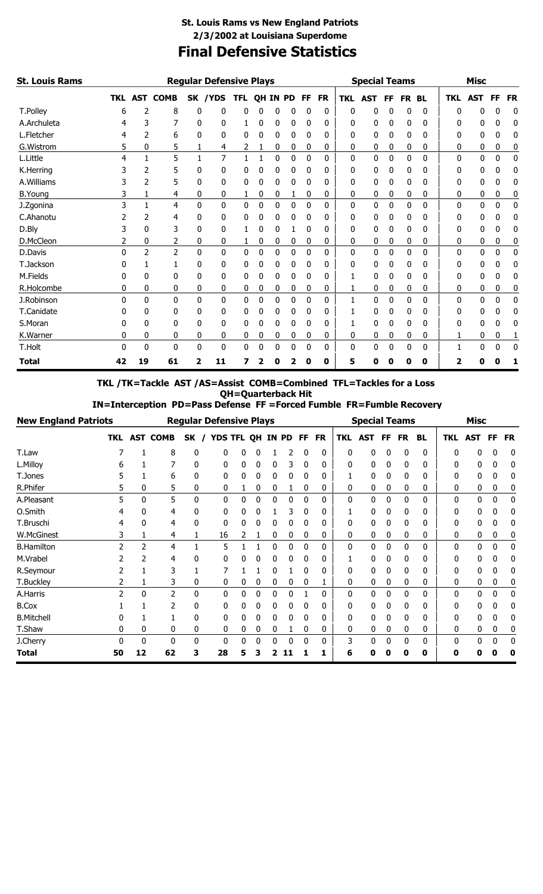# St. Louis Rams vs New England Patriots

## 2/3/2002 at Louisiana Superdome

# Final Defensive Statistics

| St. Louis Rams | Regular Defensive Plays | | | | | | | | | | | Special Teams | | | | | Misc | | | |
|---|---|---|---|---|---|---|---|---|---|---|---|---|---|---|---|---|---|---|---|---|
| | TKL | AST | COMB | SK | /YDS | TFL | QH | IN | PD | FF | FR | TKL | AST | FF | FR | BL | TKL | AST | FF | FR |
| T.Polley | 6 | 2 | 8 | 0 | 0 | 0 | 0 | 0 | 0 | 0 | 0 | 0 | 0 | 0 | 0 | 0 | 0 | 0 | 0 | 0 |
| A.Archuleta | 4 | 3 | 7 | 0 | 0 | 1 | 0 | 0 | 0 | 0 | 0 | 0 | 0 | 0 | 0 | 0 | 0 | 0 | 0 | 0 |
| L.Fletcher | 4 | 2 | 6 | 0 | 0 | 0 | 0 | 0 | 0 | 0 | 0 | 0 | 0 | 0 | 0 | 0 | 0 | 0 | 0 | 0 |
| G.Wistrom | 5 | 0 | 5 | 1 | 4 | 2 | 1 | 0 | 0 | 0 | 0 | 0 | 0 | 0 | 0 | 0 | 0 | 0 | 0 | 0 |
| L.Little | 4 | 1 | 5 | 1 | 7 | 1 | 1 | 0 | 0 | 0 | 0 | 0 | 0 | 0 | 0 | 0 | 0 | 0 | 0 | 0 |
| K.Herring | 3 | 2 | 5 | 0 | 0 | 0 | 0 | 0 | 0 | 0 | 0 | 0 | 0 | 0 | 0 | 0 | 0 | 0 | 0 | 0 |
| A.Williams | 3 | 2 | 5 | 0 | 0 | 0 | 0 | 0 | 0 | 0 | 0 | 0 | 0 | 0 | 0 | 0 | 0 | 0 | 0 | 0 |
| B.Young | 3 | 1 | 4 | 0 | 0 | 1 | 0 | 0 | 1 | 0 | 0 | 0 | 0 | 0 | 0 | 0 | 0 | 0 | 0 | 0 |
| J.Zgonina | 3 | 1 | 4 | 0 | 0 | 0 | 0 | 0 | 0 | 0 | 0 | 0 | 0 | 0 | 0 | 0 | 0 | 0 | 0 | 0 |
| C.Ahanotu | 2 | 2 | 4 | 0 | 0 | 0 | 0 | 0 | 0 | 0 | 0 | 0 | 0 | 0 | 0 | 0 | 0 | 0 | 0 | 0 |
| D.Bly | 3 | 0 | 3 | 0 | 0 | 1 | 0 | 0 | 1 | 0 | 0 | 0 | 0 | 0 | 0 | 0 | 0 | 0 | 0 | 0 |
| D.McCleon | 2 | 0 | 2 | 0 | 0 | 1 | 0 | 0 | 0 | 0 | 0 | 0 | 0 | 0 | 0 | 0 | 0 | 0 | 0 | 0 |
| D.Davis | 0 | 2 | 2 | 0 | 0 | 0 | 0 | 0 | 0 | 0 | 0 | 0 | 0 | 0 | 0 | 0 | 0 | 0 | 0 | 0 |
| T.Jackson | 0 | 1 | 1 | 0 | 0 | 0 | 0 | 0 | 0 | 0 | 0 | 0 | 0 | 0 | 0 | 0 | 0 | 0 | 0 | 0 |
| M.Fields | 0 | 0 | 0 | 0 | 0 | 0 | 0 | 0 | 0 | 0 | 0 | 1 | 0 | 0 | 0 | 0 | 0 | 0 | 0 | 0 |
| R.Holcombe | 0 | 0 | 0 | 0 | 0 | 0 | 0 | 0 | 0 | 0 | 0 | 1 | 0 | 0 | 0 | 0 | 0 | 0 | 0 | 0 |
| J.Robinson | 0 | 0 | 0 | 0 | 0 | 0 | 0 | 0 | 0 | 0 | 0 | 1 | 0 | 0 | 0 | 0 | 0 | 0 | 0 | 0 |
| T.Canidate | 0 | 0 | 0 | 0 | 0 | 0 | 0 | 0 | 0 | 0 | 0 | 1 | 0 | 0 | 0 | 0 | 0 | 0 | 0 | 0 |
| S.Moran | 0 | 0 | 0 | 0 | 0 | 0 | 0 | 0 | 0 | 0 | 0 | 1 | 0 | 0 | 0 | 0 | 0 | 0 | 0 | 0 |
| K.Warner | 0 | 0 | 0 | 0 | 0 | 0 | 0 | 0 | 0 | 0 | 0 | 0 | 0 | 0 | 0 | 0 | 1 | 0 | 0 | 1 |
| T.Holt | 0 | 0 | 0 | 0 | 0 | 0 | 0 | 0 | 0 | 0 | 0 | 0 | 0 | 0 | 0 | 0 | 1 | 0 | 0 | 0 |
| **Total** | **42** | **19** | **61** | **2** | **11** | **7** | **2** | **0** | **2** | **0** | **0** | **5** | **0** | **0** | **0** | **0** | **2** | **0** | **0** | **1** |

**TKL /TK=Tackle AST /AS=Assist COMB=Combined TFL=Tackles for a Loss QH=Quarterback Hit IN=Interception PD=Pass Defense FF =Forced Fumble FR=Fumble Recovery**

| New England Patriots | Regular Defensive Plays | | | | | | | | | | | Special Teams | | | | | Misc | | | |
|---|---|---|---|---|---|---|---|---|---|---|---|---|---|---|---|---|---|---|---|---|
| | TKL | AST | COMB | SK | / YDS | TFL | QH | IN | PD | FF | FR | TKL | AST | FF | FR | BL | TKL | AST | FF | FR |
| T.Law | 7 | 1 | 8 | 0 | 0 | 0 | 0 | 1 | 2 | 0 | 0 | 0 | 0 | 0 | 0 | 0 | 0 | 0 | 0 | 0 |
| L.Milloy | 6 | 1 | 7 | 0 | 0 | 0 | 0 | 0 | 3 | 0 | 0 | 0 | 0 | 0 | 0 | 0 | 0 | 0 | 0 | 0 |
| T.Jones | 5 | 1 | 6 | 0 | 0 | 0 | 0 | 0 | 0 | 0 | 0 | 1 | 0 | 0 | 0 | 0 | 0 | 0 | 0 | 0 |
| R.Phifer | 5 | 0 | 5 | 0 | 0 | 1 | 0 | 0 | 1 | 0 | 0 | 0 | 0 | 0 | 0 | 0 | 0 | 0 | 0 | 0 |
| A.Pleasant | 5 | 0 | 5 | 0 | 0 | 0 | 0 | 0 | 0 | 0 | 0 | 0 | 0 | 0 | 0 | 0 | 0 | 0 | 0 | 0 |
| O.Smith | 4 | 0 | 4 | 0 | 0 | 0 | 0 | 1 | 3 | 0 | 0 | 1 | 0 | 0 | 0 | 0 | 0 | 0 | 0 | 0 |
| T.Bruschi | 4 | 0 | 4 | 0 | 0 | 0 | 0 | 0 | 0 | 0 | 0 | 0 | 0 | 0 | 0 | 0 | 0 | 0 | 0 | 0 |
| W.McGinest | 3 | 1 | 4 | 1 | 16 | 2 | 1 | 0 | 0 | 0 | 0 | 0 | 0 | 0 | 0 | 0 | 0 | 0 | 0 | 0 |
| B.Hamilton | 2 | 2 | 4 | 1 | 5 | 1 | 1 | 0 | 0 | 0 | 0 | 0 | 0 | 0 | 0 | 0 | 0 | 0 | 0 | 0 |
| M.Vrabel | 2 | 2 | 4 | 0 | 0 | 0 | 0 | 0 | 0 | 0 | 0 | 1 | 0 | 0 | 0 | 0 | 0 | 0 | 0 | 0 |
| R.Seymour | 2 | 1 | 3 | 1 | 7 | 1 | 1 | 0 | 1 | 0 | 0 | 0 | 0 | 0 | 0 | 0 | 0 | 0 | 0 | 0 |
| T.Buckley | 2 | 1 | 3 | 0 | 0 | 0 | 0 | 0 | 0 | 0 | 1 | 0 | 0 | 0 | 0 | 0 | 0 | 0 | 0 | 0 |
| A.Harris | 2 | 0 | 2 | 0 | 0 | 0 | 0 | 0 | 0 | 1 | 0 | 0 | 0 | 0 | 0 | 0 | 0 | 0 | 0 | 0 |
| B.Cox | 1 | 1 | 2 | 0 | 0 | 0 | 0 | 0 | 0 | 0 | 0 | 0 | 0 | 0 | 0 | 0 | 0 | 0 | 0 | 0 |
| B.Mitchell | 0 | 1 | 1 | 0 | 0 | 0 | 0 | 0 | 0 | 0 | 0 | 0 | 0 | 0 | 0 | 0 | 0 | 0 | 0 | 0 |
| T.Shaw | 0 | 0 | 0 | 0 | 0 | 0 | 0 | 0 | 1 | 0 | 0 | 0 | 0 | 0 | 0 | 0 | 0 | 0 | 0 | 0 |
| J.Cherry | 0 | 0 | 0 | 0 | 0 | 0 | 0 | 0 | 0 | 0 | 0 | 3 | 0 | 0 | 0 | 0 | 0 | 0 | 0 | 0 |
| **Total** | **50** | **12** | **62** | **3** | **28** | **5** | **3** | **2** | **11** | **1** | **1** | **6** | **0** | **0** | **0** | **0** | **0** | **0** | **0** | **0** |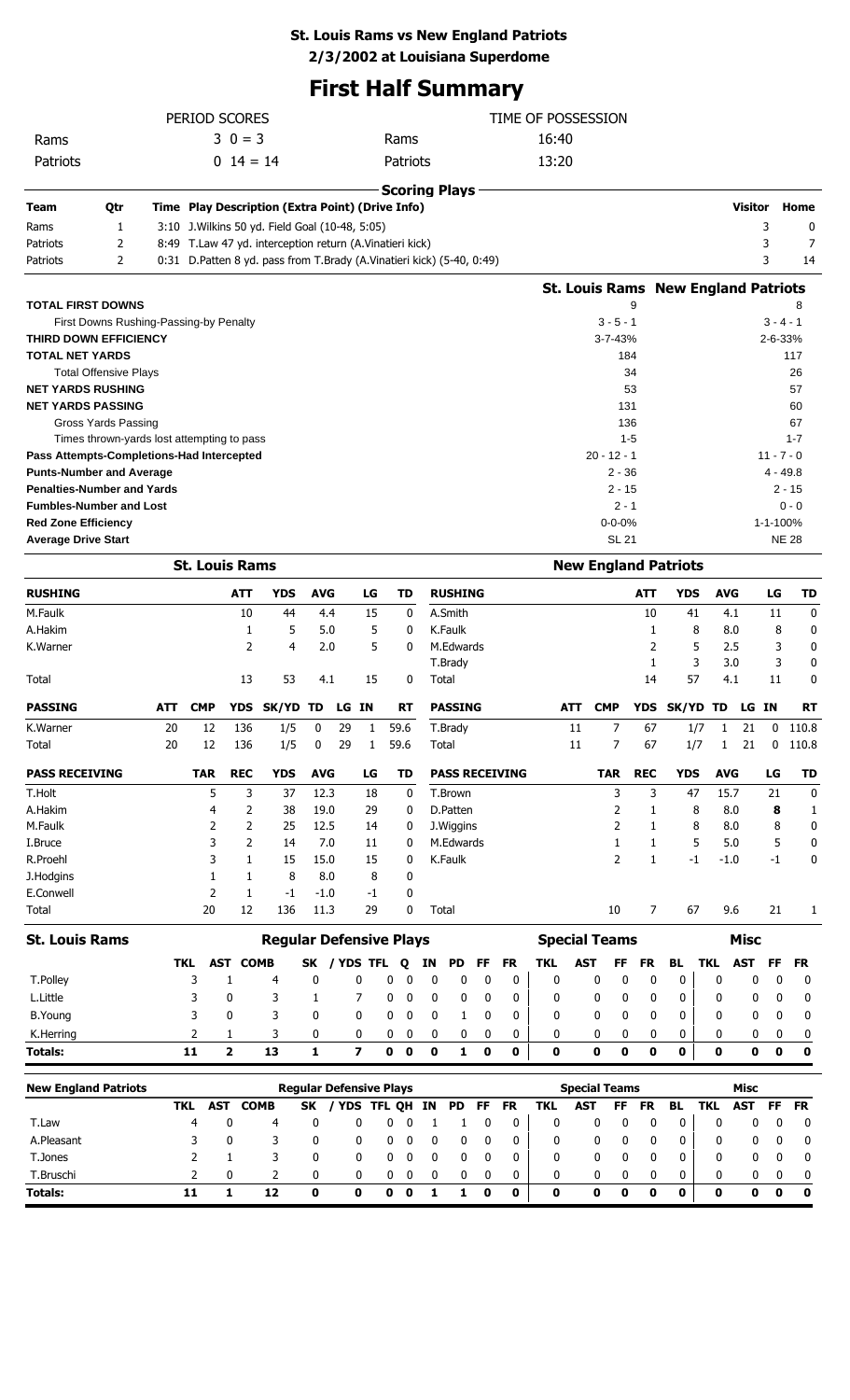**St. Louis Rams vs New England Patriots**

**2/3/2002 at Louisiana Superdome**

# First Half Summary

| PERIOD SCORES | | | TIME OF POSSESSION |
|---|---|---|---|
| Rams | 3 0 = 3 | Rams | 16:40 |
| Patriots | 0 14 = 14 | Patriots | 13:20 |

**Scoring Plays**

| Team | Qtr | Time | Play Description (Extra Point) (Drive Info) | Visitor | Home |
|---|---|---|---|---|---|
| Rams | 1 | 3:10 | J.Wilkins 50 yd. Field Goal (10-48, 5:05) | 3 | 0 |
| Patriots | 2 | 8:49 | T.Law 47 yd. interception return (A.Vinatieri kick) | 3 | 7 |
| Patriots | 2 | 0:31 | D.Patten 8 yd. pass from T.Brady (A.Vinatieri kick) (5-40, 0:49) | 3 | 14 |

| | St. Louis Rams | New England Patriots |
|---|---|---|
| **TOTAL FIRST DOWNS** | 9 | 8 |
| First Downs Rushing-Passing-by Penalty | 3 - 5 - 1 | 3 - 4 - 1 |
| **THIRD DOWN EFFICIENCY** | 3-7-43% | 2-6-33% |
| **TOTAL NET YARDS** | 184 | 117 |
| Total Offensive Plays | 34 | 26 |
| **NET YARDS RUSHING** | 53 | 57 |
| **NET YARDS PASSING** | 131 | 60 |
| Gross Yards Passing | 136 | 67 |
| Times thrown-yards lost attempting to pass | 1-5 | 1-7 |
| **Pass Attempts-Completions-Had Intercepted** | 20 - 12 - 1 | 11 - 7 - 0 |
| **Punts-Number and Average** | 2 - 36 | 4 - 49.8 |
| **Penalties-Number and Yards** | 2 - 15 | 2 - 15 |
| **Fumbles-Number and Lost** | 2 - 1 | 0 - 0 |
| **Red Zone Efficiency** | 0-0-0% | 1-1-100% |
| **Average Drive Start** | SL 21 | NE 28 |

## St. Louis Rams

| RUSHING | ATT | YDS | AVG | LG | TD |
|---|---|---|---|---|---|
| M.Faulk | 10 | 44 | 4.4 | 15 | 0 |
| A.Hakim | 1 | 5 | 5.0 | 5 | 0 |
| K.Warner | 2 | 4 | 2.0 | 5 | 0 |
| Total | 13 | 53 | 4.1 | 15 | 0 |

| PASSING | ATT | CMP | YDS | SK/YD | TD | LG | IN | RT |
|---|---|---|---|---|---|---|---|---|
| K.Warner | 20 | 12 | 136 | 1/5 | 0 | 29 | 1 | 59.6 |
| Total | 20 | 12 | 136 | 1/5 | 0 | 29 | 1 | 59.6 |

| PASS RECEIVING | TAR | REC | YDS | AVG | LG | TD |
|---|---|---|---|---|---|---|
| T.Holt | 5 | 3 | 37 | 12.3 | 18 | 0 |
| A.Hakim | 4 | 2 | 38 | 19.0 | 29 | 0 |
| M.Faulk | 2 | 2 | 25 | 12.5 | 14 | 0 |
| I.Bruce | 3 | 2 | 14 | 7.0 | 11 | 0 |
| R.Proehl | 3 | 1 | 15 | 15.0 | 15 | 0 |
| J.Hodgins | 1 | 1 | 8 | 8.0 | 8 | 0 |
| E.Conwell | 2 | 1 | -1 | -1.0 | -1 | 0 |
| Total | 20 | 12 | 136 | 11.3 | 29 | 0 |

## New England Patriots

| RUSHING | ATT | YDS | AVG | LG | TD |
|---|---|---|---|---|---|
| A.Smith | 10 | 41 | 4.1 | 11 | 0 |
| K.Faulk | 1 | 8 | 8.0 | 8 | 0 |
| M.Edwards | 2 | 5 | 2.5 | 3 | 0 |
| T.Brady | 1 | 3 | 3.0 | 3 | 0 |
| Total | 14 | 57 | 4.1 | 11 | 0 |

| PASSING | ATT | CMP | YDS | SK/YD | TD | LG | IN | RT |
|---|---|---|---|---|---|---|---|---|
| T.Brady | 11 | 7 | 67 | 1/7 | 1 | 21 | 0 | 110.8 |
| Total | 11 | 7 | 67 | 1/7 | 1 | 21 | 0 | 110.8 |

| PASS RECEIVING | TAR | REC | YDS | AVG | LG | TD |
|---|---|---|---|---|---|---|
| T.Brown | 3 | 3 | 47 | 15.7 | 21 | 0 |
| D.Patten | 2 | 1 | 8 | 8.0 | **8** | 1 |
| J.Wiggins | 2 | 1 | 8 | 8.0 | 8 | 0 |
| M.Edwards | 1 | 1 | 5 | 5.0 | 5 | 0 |
| K.Faulk | 2 | 1 | -1 | -1.0 | -1 | 0 |
| Total | 10 | 7 | 67 | 9.6 | 21 | 1 |

| St. Louis Rams | Regular Defensive Plays | | | | | | | | | | | | Special Teams | | | | | Misc | | | |
|---|---|---|---|---|---|---|---|---|---|---|---|---|---|---|---|---|---|---|---|---|---|
| | TKL | AST | COMB | SK | / YDS | TFL | Q | IN | PD | FF | FR | TKL | AST | FF | FR | BL | TKL | AST | FF | FR |
| T.Polley | 3 | 1 | 4 | 0 | 0 | 0 | 0 | 0 | 0 | 0 | 0 | 0 | 0 | 0 | 0 | 0 | 0 | 0 | 0 | 0 |
| L.Little | 3 | 0 | 3 | 1 | 7 | 0 | 0 | 0 | 0 | 0 | 0 | 0 | 0 | 0 | 0 | 0 | 0 | 0 | 0 | 0 |
| B.Young | 3 | 0 | 3 | 0 | 0 | 0 | 0 | 0 | 1 | 0 | 0 | 0 | 0 | 0 | 0 | 0 | 0 | 0 | 0 | 0 |
| K.Herring | 2 | 1 | 3 | 0 | 0 | 0 | 0 | 0 | 0 | 0 | 0 | 0 | 0 | 0 | 0 | 0 | 0 | 0 | 0 | 0 |
| **Totals:** | **11** | **2** | **13** | **1** | **7** | **0** | **0** | **0** | **1** | **0** | **0** | **0** | **0** | **0** | **0** | **0** | **0** | **0** | **0** | **0** |

| New England Patriots | Regular Defensive Plays | | | | | | | | | | | | Special Teams | | | | | Misc | | | |
|---|---|---|---|---|---|---|---|---|---|---|---|---|---|---|---|---|---|---|---|---|---|
| | TKL | AST | COMB | SK | / YDS | TFL | QH | IN | PD | FF | FR | TKL | AST | FF | FR | BL | TKL | AST | FF | FR |
| T.Law | 4 | 0 | 4 | 0 | 0 | 0 | 0 | 1 | 1 | 0 | 0 | 0 | 0 | 0 | 0 | 0 | 0 | 0 | 0 | 0 |
| A.Pleasant | 3 | 0 | 3 | 0 | 0 | 0 | 0 | 0 | 0 | 0 | 0 | 0 | 0 | 0 | 0 | 0 | 0 | 0 | 0 | 0 |
| T.Jones | 2 | 1 | 3 | 0 | 0 | 0 | 0 | 0 | 0 | 0 | 0 | 0 | 0 | 0 | 0 | 0 | 0 | 0 | 0 | 0 |
| T.Bruschi | 2 | 0 | 2 | 0 | 0 | 0 | 0 | 0 | 0 | 0 | 0 | 0 | 0 | 0 | 0 | 0 | 0 | 0 | 0 | 0 |
| **Totals:** | **11** | **1** | **12** | **0** | **0** | **0** | **0** | **1** | **1** | **0** | **0** | **0** | **0** | **0** | **0** | **0** | **0** | **0** | **0** | **0** |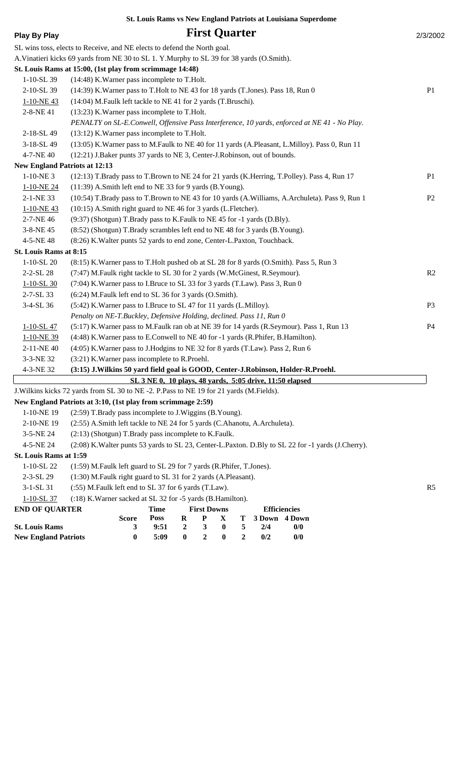**St. Louis Rams vs New England Patriots at Louisiana Superdome**

**Play By Play** | **First Quarter** | 2/3/2002

SL wins toss, elects to Receive, and NE elects to defend the North goal.

A.Vinatieri kicks 69 yards from NE 30 to SL 1. Y.Murphy to SL 39 for 38 yards (O.Smith).

**St. Louis Rams at 15:00, (1st play from scrimmage 14:48)**

| Down | Play | |
|---|---|---|
| 1-10-SL 39 | (14:48) K.Warner pass incomplete to T.Holt. | |
| 2-10-SL 39 | (14:39) K.Warner pass to T.Holt to NE 43 for 18 yards (T.Jones). Pass 18, Run 0 | P1 |
| 1-10-NE 43 | (14:04) M.Faulk left tackle to NE 41 for 2 yards (T.Bruschi). | |
| 2-8-NE 41 | (13:23) K.Warner pass incomplete to T.Holt. | |
| | *PENALTY on SL-E.Conwell, Offensive Pass Interference, 10 yards, enforced at NE 41 - No Play.* | |
| 2-18-SL 49 | (13:12) K.Warner pass incomplete to T.Holt. | |
| 3-18-SL 49 | (13:05) K.Warner pass to M.Faulk to NE 40 for 11 yards (A.Pleasant, L.Milloy). Pass 0, Run 11 | |
| 4-7-NE 40 | (12:21) J.Baker punts 37 yards to NE 3, Center-J.Robinson, out of bounds. | |

**New England Patriots at 12:13**

| Down | Play | |
|---|---|---|
| 1-10-NE 3 | (12:13) T.Brady pass to T.Brown to NE 24 for 21 yards (K.Herring, T.Polley). Pass 4, Run 17 | P1 |
| 1-10-NE 24 | (11:39) A.Smith left end to NE 33 for 9 yards (B.Young). | |
| 2-1-NE 33 | (10:54) T.Brady pass to T.Brown to NE 43 for 10 yards (A.Williams, A.Archuleta). Pass 9, Run 1 | P2 |
| 1-10-NE 43 | (10:15) A.Smith right guard to NE 46 for 3 yards (L.Fletcher). | |
| 2-7-NE 46 | (9:37) (Shotgun) T.Brady pass to K.Faulk to NE 45 for -1 yards (D.Bly). | |
| 3-8-NE 45 | (8:52) (Shotgun) T.Brady scrambles left end to NE 48 for 3 yards (B.Young). | |
| 4-5-NE 48 | (8:26) K.Walter punts 52 yards to end zone, Center-L.Paxton, Touchback. | |

**St. Louis Rams at 8:15**

| Down | Play | |
|---|---|---|
| 1-10-SL 20 | (8:15) K.Warner pass to T.Holt pushed ob at SL 28 for 8 yards (O.Smith). Pass 5, Run 3 | |
| 2-2-SL 28 | (7:47) M.Faulk right tackle to SL 30 for 2 yards (W.McGinest, R.Seymour). | R2 |
| 1-10-SL 30 | (7:04) K.Warner pass to I.Bruce to SL 33 for 3 yards (T.Law). Pass 3, Run 0 | |
| 2-7-SL 33 | (6:24) M.Faulk left end to SL 36 for 3 yards (O.Smith). | |
| 3-4-SL 36 | (5:42) K.Warner pass to I.Bruce to SL 47 for 11 yards (L.Milloy). | P3 |
| | *Penalty on NE-T.Buckley, Defensive Holding, declined. Pass 11, Run 0* | |
| 1-10-SL 47 | (5:17) K.Warner pass to M.Faulk ran ob at NE 39 for 14 yards (R.Seymour). Pass 1, Run 13 | P4 |
| 1-10-NE 39 | (4:48) K.Warner pass to E.Conwell to NE 40 for -1 yards (R.Phifer, B.Hamilton). | |
| 2-11-NE 40 | (4:05) K.Warner pass to J.Hodgins to NE 32 for 8 yards (T.Law). Pass 2, Run 6 | |
| 3-3-NE 32 | (3:21) K.Warner pass incomplete to R.Proehl. | |
| 4-3-NE 32 | **(3:15) J.Wilkins 50 yard field goal is GOOD, Center-J.Robinson, Holder-R.Proehl.** | |

**SL 3 NE 0, 10 plays, 48 yards, 5:05 drive, 11:50 elapsed**

J.Wilkins kicks 72 yards from SL 30 to NE -2. P.Pass to NE 19 for 21 yards (M.Fields).

**New England Patriots at 3:10, (1st play from scrimmage 2:59)**

| Down | Play | |
|---|---|---|
| 1-10-NE 19 | (2:59) T.Brady pass incomplete to J.Wiggins (B.Young). | |
| 2-10-NE 19 | (2:55) A.Smith left tackle to NE 24 for 5 yards (C.Ahanotu, A.Archuleta). | |
| 3-5-NE 24 | (2:13) (Shotgun) T.Brady pass incomplete to K.Faulk. | |
| 4-5-NE 24 | (2:08) K.Walter punts 53 yards to SL 23, Center-L.Paxton. D.Bly to SL 22 for -1 yards (J.Cherry). | |

**St. Louis Rams at 1:59**

| Down | Play | |
|---|---|---|
| 1-10-SL 22 | (1:59) M.Faulk left guard to SL 29 for 7 yards (R.Phifer, T.Jones). | |
| 2-3-SL 29 | (1:30) M.Faulk right guard to SL 31 for 2 yards (A.Pleasant). | |
| 3-1-SL 31 | (:55) M.Faulk left end to SL 37 for 6 yards (T.Law). | R5 |
| 1-10-SL 37 | (:18) K.Warner sacked at SL 32 for -5 yards (B.Hamilton). | |

| END OF QUARTER | Score | Time Poss | First Downs R | P | X | T | Efficiencies 3 Down | 4 Down |
|---|---|---|---|---|---|---|---|---|
| St. Louis Rams | 3 | 9:51 | 2 | 3 | 0 | 5 | 2/4 | 0/0 |
| New England Patriots | 0 | 5:09 | 0 | 2 | 0 | 2 | 0/2 | 0/0 |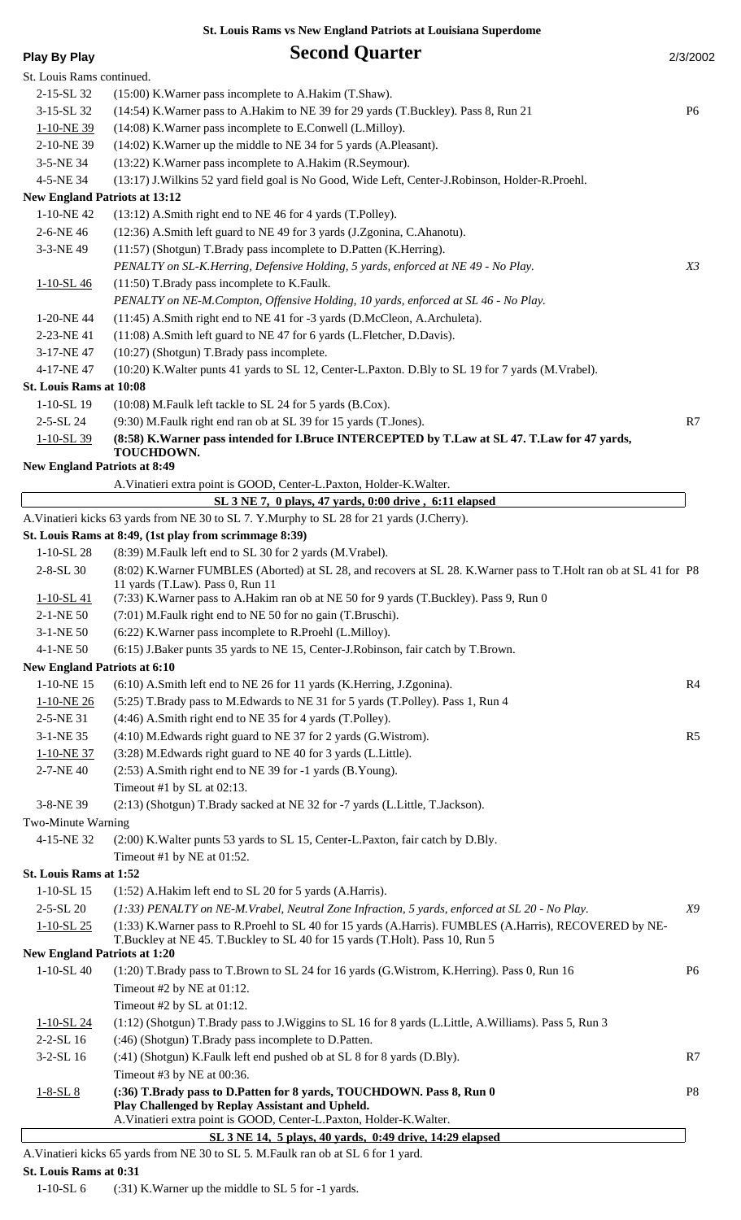**St. Louis Rams vs New England Patriots at Louisiana Superdome**

**Play By Play** — **Second Quarter** — 2/3/2002

St. Louis Rams continued.

| Down | Play | |
|---|---|---|
| 2-15-SL 32 | (15:00) K.Warner pass incomplete to A.Hakim (T.Shaw). | |
| 3-15-SL 32 | (14:54) K.Warner pass to A.Hakim to NE 39 for 29 yards (T.Buckley). Pass 8, Run 21 | P6 |
| 1-10-NE 39 | (14:08) K.Warner pass incomplete to E.Conwell (L.Milloy). | |
| 2-10-NE 39 | (14:02) K.Warner up the middle to NE 34 for 5 yards (A.Pleasant). | |
| 3-5-NE 34 | (13:22) K.Warner pass incomplete to A.Hakim (R.Seymour). | |
| 4-5-NE 34 | (13:17) J.Wilkins 52 yard field goal is No Good, Wide Left, Center-J.Robinson, Holder-R.Proehl. | |

**New England Patriots at 13:12**

| Down | Play | |
|---|---|---|
| 1-10-NE 42 | (13:12) A.Smith right end to NE 46 for 4 yards (T.Polley). | |
| 2-6-NE 46 | (12:36) A.Smith left guard to NE 49 for 3 yards (J.Zgonina, C.Ahanotu). | |
| 3-3-NE 49 | (11:57) (Shotgun) T.Brady pass incomplete to D.Patten (K.Herring). | |
| | *PENALTY on SL-K.Herring, Defensive Holding, 5 yards, enforced at NE 49 - No Play.* | *X3* |
| 1-10-SL 46 | (11:50) T.Brady pass incomplete to K.Faulk. | |
| | *PENALTY on NE-M.Compton, Offensive Holding, 10 yards, enforced at SL 46 - No Play.* | |
| 1-20-NE 44 | (11:45) A.Smith right end to NE 41 for -3 yards (D.McCleon, A.Archuleta). | |
| 2-23-NE 41 | (11:08) A.Smith left guard to NE 47 for 6 yards (L.Fletcher, D.Davis). | |
| 3-17-NE 47 | (10:27) (Shotgun) T.Brady pass incomplete. | |
| 4-17-NE 47 | (10:20) K.Walter punts 41 yards to SL 12, Center-L.Paxton. D.Bly to SL 19 for 7 yards (M.Vrabel). | |

**St. Louis Rams at 10:08**

| Down | Play | |
|---|---|---|
| 1-10-SL 19 | (10:08) M.Faulk left tackle to SL 24 for 5 yards (B.Cox). | |
| 2-5-SL 24 | (9:30) M.Faulk right end ran ob at SL 39 for 15 yards (T.Jones). | R7 |
| 1-10-SL 39 | **(8:58) K.Warner pass intended for I.Bruce INTERCEPTED by T.Law at SL 47. T.Law for 47 yards, TOUCHDOWN.** | |

**New England Patriots at 8:49**

A.Vinatieri extra point is GOOD, Center-L.Paxton, Holder-K.Walter.

**SL 3 NE 7, 0 plays, 47 yards, 0:00 drive , 6:11 elapsed**

A.Vinatieri kicks 63 yards from NE 30 to SL 7. Y.Murphy to SL 28 for 21 yards (J.Cherry).

**St. Louis Rams at 8:49, (1st play from scrimmage 8:39)**

| Down | Play | |
|---|---|---|
| 1-10-SL 28 | (8:39) M.Faulk left end to SL 30 for 2 yards (M.Vrabel). | |
| 2-8-SL 30 | (8:02) K.Warner FUMBLES (Aborted) at SL 28, and recovers at SL 28. K.Warner pass to T.Holt ran ob at SL 41 for 11 yards (T.Law). Pass 0, Run 11 | P8 |
| 1-10-SL 41 | (7:33) K.Warner pass to A.Hakim ran ob at NE 50 for 9 yards (T.Buckley). Pass 9, Run 0 | |
| 2-1-NE 50 | (7:01) M.Faulk right end to NE 50 for no gain (T.Bruschi). | |
| 3-1-NE 50 | (6:22) K.Warner pass incomplete to R.Proehl (L.Milloy). | |
| 4-1-NE 50 | (6:15) J.Baker punts 35 yards to NE 15, Center-J.Robinson, fair catch by T.Brown. | |

**New England Patriots at 6:10**

| Down | Play | |
|---|---|---|
| 1-10-NE 15 | (6:10) A.Smith left end to NE 26 for 11 yards (K.Herring, J.Zgonina). | R4 |
| 1-10-NE 26 | (5:25) T.Brady pass to M.Edwards to NE 31 for 5 yards (T.Polley). Pass 1, Run 4 | |
| 2-5-NE 31 | (4:46) A.Smith right end to NE 35 for 4 yards (T.Polley). | |
| 3-1-NE 35 | (4:10) M.Edwards right guard to NE 37 for 2 yards (G.Wistrom). | R5 |
| 1-10-NE 37 | (3:28) M.Edwards right guard to NE 40 for 3 yards (L.Little). | |
| 2-7-NE 40 | (2:53) A.Smith right end to NE 39 for -1 yards (B.Young). | |
| | Timeout #1 by SL at 02:13. | |
| 3-8-NE 39 | (2:13) (Shotgun) T.Brady sacked at NE 32 for -7 yards (L.Little, T.Jackson). | |
| Two-Minute Warning | | |
| 4-15-NE 32 | (2:00) K.Walter punts 53 yards to SL 15, Center-L.Paxton, fair catch by D.Bly. | |
| | Timeout #1 by NE at 01:52. | |

**St. Louis Rams at 1:52**

| Down | Play | |
|---|---|---|
| 1-10-SL 15 | (1:52) A.Hakim left end to SL 20 for 5 yards (A.Harris). | |
| 2-5-SL 20 | *(1:33) PENALTY on NE-M.Vrabel, Neutral Zone Infraction, 5 yards, enforced at SL 20 - No Play.* | *X9* |
| 1-10-SL 25 | (1:33) K.Warner pass to R.Proehl to SL 40 for 15 yards (A.Harris). FUMBLES (A.Harris), RECOVERED by NE-T.Buckley at NE 45. T.Buckley to SL 40 for 15 yards (T.Holt). Pass 10, Run 5 | |

**New England Patriots at 1:20**

| Down | Play | |
|---|---|---|
| 1-10-SL 40 | (1:20) T.Brady pass to T.Brown to SL 24 for 16 yards (G.Wistrom, K.Herring). Pass 0, Run 16 | P6 |
| | Timeout #2 by NE at 01:12. | |
| | Timeout #2 by SL at 01:12. | |
| 1-10-SL 24 | (1:12) (Shotgun) T.Brady pass to J.Wiggins to SL 16 for 8 yards (L.Little, A.Williams). Pass 5, Run 3 | |
| 2-2-SL 16 | (:46) (Shotgun) T.Brady pass incomplete to D.Patten. | |
| 3-2-SL 16 | (:41) (Shotgun) K.Faulk left end pushed ob at SL 8 for 8 yards (D.Bly). | R7 |
| | Timeout #3 by NE at 00:36. | |
| 1-8-SL 8 | **(:36) T.Brady pass to D.Patten for 8 yards, TOUCHDOWN. Pass 8, Run 0** **Play Challenged by Replay Assistant and Upheld.** A.Vinatieri extra point is GOOD, Center-L.Paxton, Holder-K.Walter. | P8 |

**SL 3 NE 14, 5 plays, 40 yards, 0:49 drive, 14:29 elapsed**

A.Vinatieri kicks 65 yards from NE 30 to SL 5. M.Faulk ran ob at SL 6 for 1 yard.

**St. Louis Rams at 0:31**

| Down | Play | |
|---|---|---|
| 1-10-SL 6 | (:31) K.Warner up the middle to SL 5 for -1 yards. | |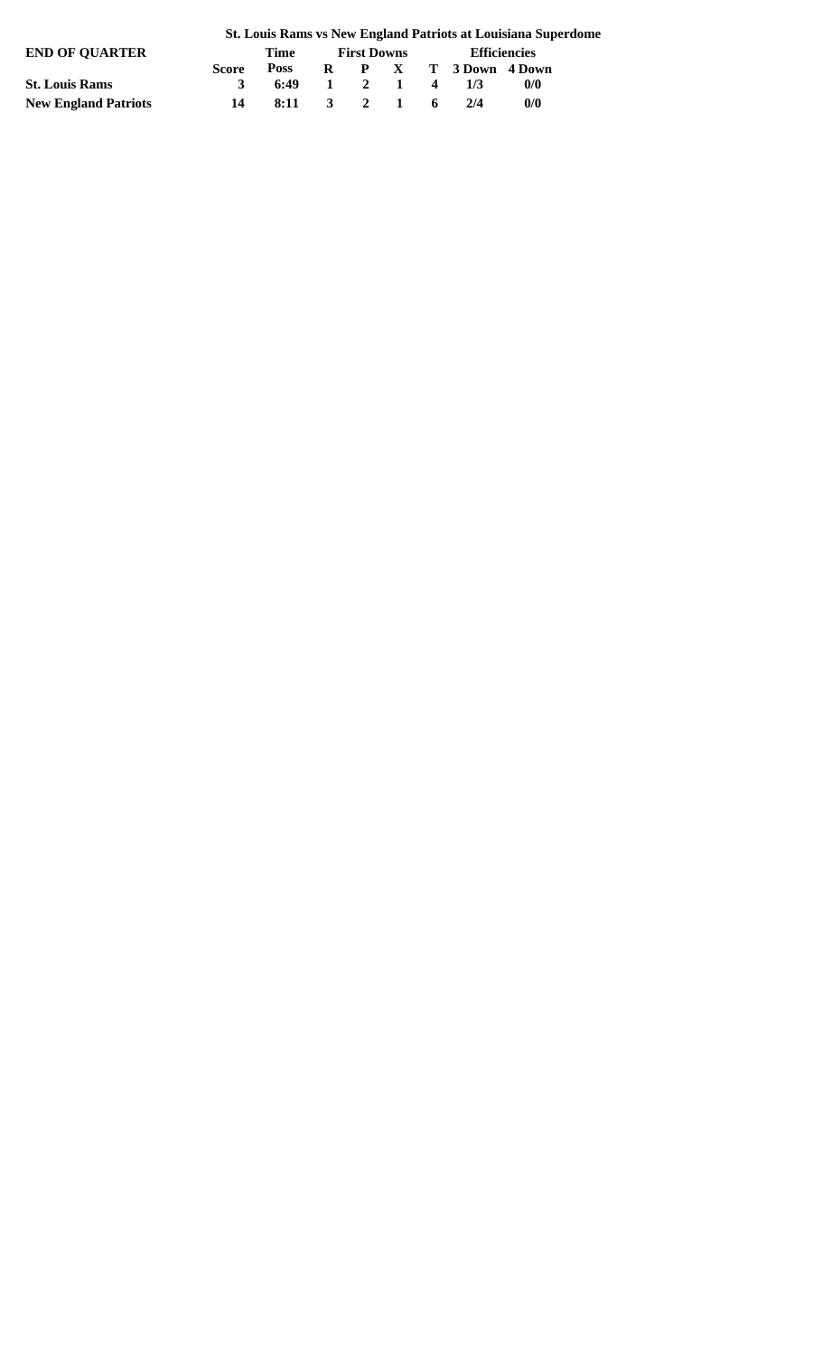**St. Louis Rams vs New England Patriots at Louisiana Superdome**

| END OF QUARTER | | Time | First Downs | | | | Efficiencies | |
|---|---|---|---|---|---|---|---|---|
| | Score | Poss | R | P | X | T | 3 Down | 4 Down |
| St. Louis Rams | 3 | 6:49 | 1 | 2 | 1 | 4 | 1/3 | 0/0 |
| New England Patriots | 14 | 8:11 | 3 | 2 | 1 | 6 | 2/4 | 0/0 |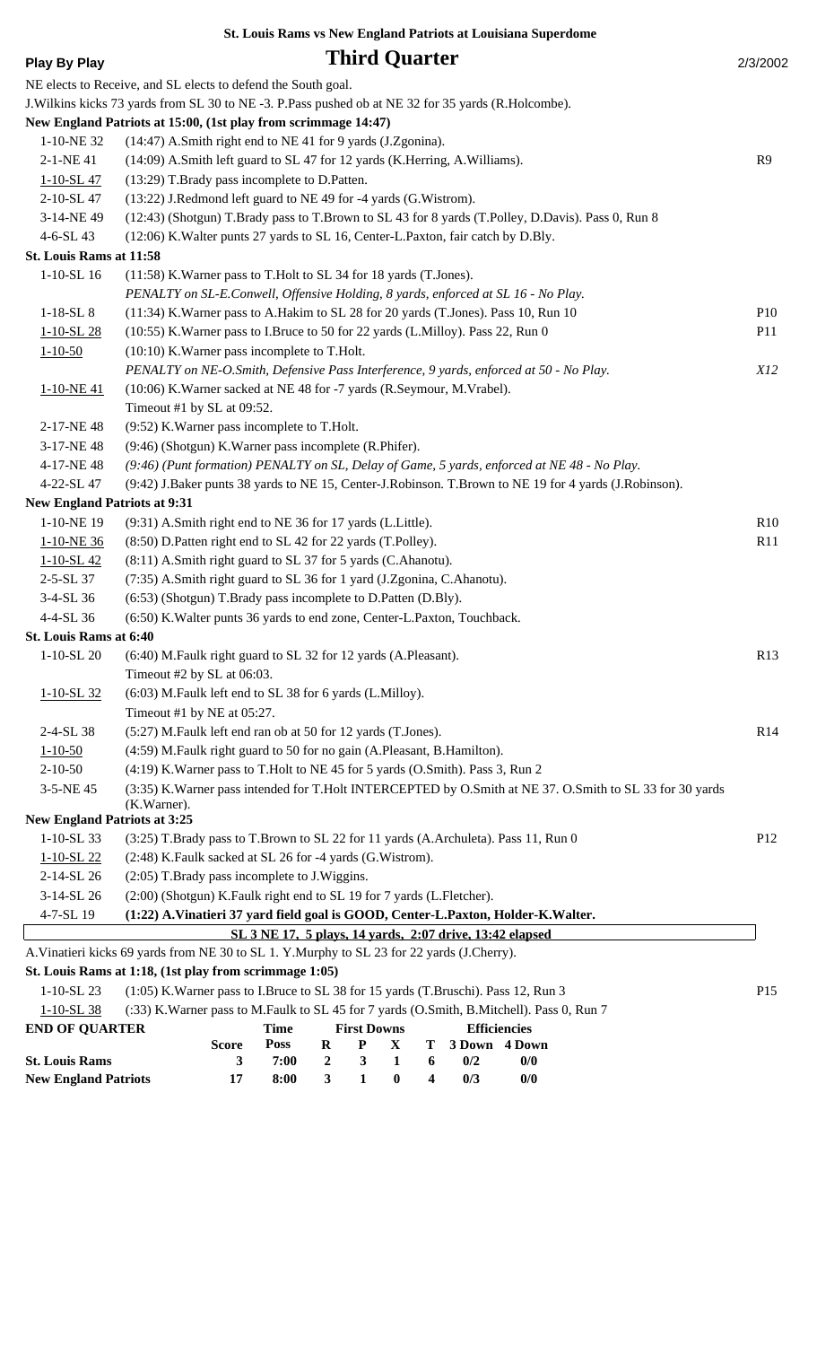**St. Louis Rams vs New England Patriots at Louisiana Superdome**

**Play By Play** — **Third Quarter** — 2/3/2002

NE elects to Receive, and SL elects to defend the South goal.

J.Wilkins kicks 73 yards from SL 30 to NE -3. P.Pass pushed ob at NE 32 for 35 yards (R.Holcombe).

**New England Patriots at 15:00, (1st play from scrimmage 14:47)**

| Down | Play | |
|---|---|---|
| 1-10-NE 32 | (14:47) A.Smith right end to NE 41 for 9 yards (J.Zgonina). | |
| 2-1-NE 41 | (14:09) A.Smith left guard to SL 47 for 12 yards (K.Herring, A.Williams). | R9 |
| 1-10-SL 47 | (13:29) T.Brady pass incomplete to D.Patten. | |
| 2-10-SL 47 | (13:22) J.Redmond left guard to NE 49 for -4 yards (G.Wistrom). | |
| 3-14-NE 49 | (12:43) (Shotgun) T.Brady pass to T.Brown to SL 43 for 8 yards (T.Polley, D.Davis). Pass 0, Run 8 | |
| 4-6-SL 43 | (12:06) K.Walter punts 27 yards to SL 16, Center-L.Paxton, fair catch by D.Bly. | |

**St. Louis Rams at 11:58**

| Down | Play | |
|---|---|---|
| 1-10-SL 16 | (11:58) K.Warner pass to T.Holt to SL 34 for 18 yards (T.Jones). | |
| | *PENALTY on SL-E.Conwell, Offensive Holding, 8 yards, enforced at SL 16 - No Play.* | |
| 1-18-SL 8 | (11:34) K.Warner pass to A.Hakim to SL 28 for 20 yards (T.Jones). Pass 10, Run 10 | P10 |
| 1-10-SL 28 | (10:55) K.Warner pass to I.Bruce to 50 for 22 yards (L.Milloy). Pass 22, Run 0 | P11 |
| 1-10-50 | (10:10) K.Warner pass incomplete to T.Holt. | |
| | *PENALTY on NE-O.Smith, Defensive Pass Interference, 9 yards, enforced at 50 - No Play.* | *X12* |
| 1-10-NE 41 | (10:06) K.Warner sacked at NE 48 for -7 yards (R.Seymour, M.Vrabel). | |
| | Timeout #1 by SL at 09:52. | |
| 2-17-NE 48 | (9:52) K.Warner pass incomplete to T.Holt. | |
| 3-17-NE 48 | (9:46) (Shotgun) K.Warner pass incomplete (R.Phifer). | |
| 4-17-NE 48 | *(9:46) (Punt formation) PENALTY on SL, Delay of Game, 5 yards, enforced at NE 48 - No Play.* | |
| 4-22-SL 47 | (9:42) J.Baker punts 38 yards to NE 15, Center-J.Robinson. T.Brown to NE 19 for 4 yards (J.Robinson). | |

**New England Patriots at 9:31**

| Down | Play | |
|---|---|---|
| 1-10-NE 19 | (9:31) A.Smith right end to NE 36 for 17 yards (L.Little). | R10 |
| 1-10-NE 36 | (8:50) D.Patten right end to SL 42 for 22 yards (T.Polley). | R11 |
| 1-10-SL 42 | (8:11) A.Smith right guard to SL 37 for 5 yards (C.Ahanotu). | |
| 2-5-SL 37 | (7:35) A.Smith right guard to SL 36 for 1 yard (J.Zgonina, C.Ahanotu). | |
| 3-4-SL 36 | (6:53) (Shotgun) T.Brady pass incomplete to D.Patten (D.Bly). | |
| 4-4-SL 36 | (6:50) K.Walter punts 36 yards to end zone, Center-L.Paxton, Touchback. | |

**St. Louis Rams at 6:40**

| Down | Play | |
|---|---|---|
| 1-10-SL 20 | (6:40) M.Faulk right guard to SL 32 for 12 yards (A.Pleasant). | R13 |
| | Timeout #2 by SL at 06:03. | |
| 1-10-SL 32 | (6:03) M.Faulk left end to SL 38 for 6 yards (L.Milloy). | |
| | Timeout #1 by NE at 05:27. | |
| 2-4-SL 38 | (5:27) M.Faulk left end ran ob at 50 for 12 yards (T.Jones). | R14 |
| 1-10-50 | (4:59) M.Faulk right guard to 50 for no gain (A.Pleasant, B.Hamilton). | |
| 2-10-50 | (4:19) K.Warner pass to T.Holt to NE 45 for 5 yards (O.Smith). Pass 3, Run 2 | |
| 3-5-NE 45 | (3:35) K.Warner pass intended for T.Holt INTERCEPTED by O.Smith at NE 37. O.Smith to SL 33 for 30 yards (K.Warner). | |

**New England Patriots at 3:25**

| Down | Play | |
|---|---|---|
| 1-10-SL 33 | (3:25) T.Brady pass to T.Brown to SL 22 for 11 yards (A.Archuleta). Pass 11, Run 0 | P12 |
| 1-10-SL 22 | (2:48) K.Faulk sacked at SL 26 for -4 yards (G.Wistrom). | |
| 2-14-SL 26 | (2:05) T.Brady pass incomplete to J.Wiggins. | |
| 3-14-SL 26 | (2:00) (Shotgun) K.Faulk right end to SL 19 for 7 yards (L.Fletcher). | |
| 4-7-SL 19 | **(1:22) A.Vinatieri 37 yard field goal is GOOD, Center-L.Paxton, Holder-K.Walter.** | |

**SL 3 NE 17, 5 plays, 14 yards, 2:07 drive, 13:42 elapsed**

A.Vinatieri kicks 69 yards from NE 30 to SL 1. Y.Murphy to SL 23 for 22 yards (J.Cherry).

**St. Louis Rams at 1:18, (1st play from scrimmage 1:05)**

| Down | Play | |
|---|---|---|
| 1-10-SL 23 | (1:05) K.Warner pass to I.Bruce to SL 38 for 15 yards (T.Bruschi). Pass 12, Run 3 | P15 |
| 1-10-SL 38 | (:33) K.Warner pass to M.Faulk to SL 45 for 7 yards (O.Smith, B.Mitchell). Pass 0, Run 7 | |

**END OF QUARTER**

| | Score | Time Poss | First Downs R | First Downs P | First Downs X | First Downs T | Efficiencies 3 Down | Efficiencies 4 Down |
|---|---|---|---|---|---|---|---|---|
| **St. Louis Rams** | 3 | 7:00 | 2 | 3 | 1 | 6 | 0/2 | 0/0 |
| **New England Patriots** | 17 | 8:00 | 3 | 1 | 0 | 4 | 0/3 | 0/0 |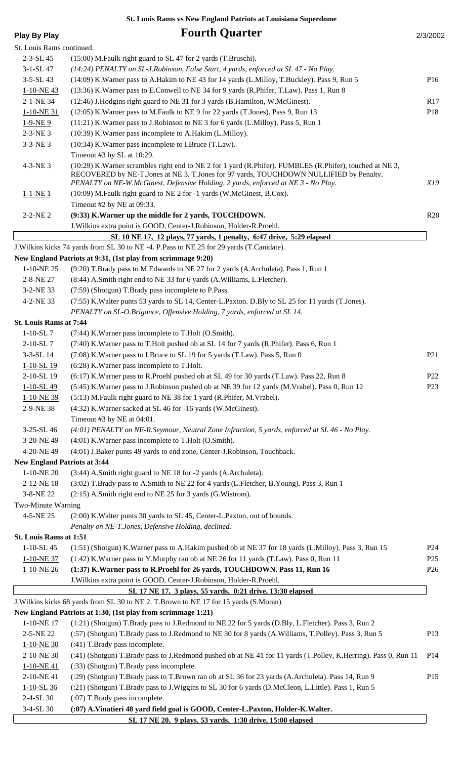**St. Louis Rams vs New England Patriots at Louisiana Superdome**

**Play By Play** | **Fourth Quarter** | 2/3/2002

St. Louis Rams continued.

| Down | Play | |
|---|---|---|
| 2-3-SL 45 | (15:00) M.Faulk right guard to SL 47 for 2 yards (T.Bruschi). | |
| 3-1-SL 47 | *(14:24) PENALTY on SL-J.Robinson, False Start, 4 yards, enforced at SL 47 - No Play.* | |
| 3-5-SL 43 | (14:09) K.Warner pass to A.Hakim to NE 43 for 14 yards (L.Milloy, T.Buckley). Pass 9, Run 5 | P16 |
| 1-10-NE 43 | (13:36) K.Warner pass to E.Conwell to NE 34 for 9 yards (R.Phifer, T.Law). Pass 1, Run 8 | |
| 2-1-NE 34 | (12:46) J.Hodgins right guard to NE 31 for 3 yards (B.Hamilton, W.McGinest). | R17 |
| 1-10-NE 31 | (12:05) K.Warner pass to M.Faulk to NE 9 for 22 yards (T.Jones). Pass 9, Run 13 | P18 |
| 1-9-NE 9 | (11:21) K.Warner pass to J.Robinson to NE 3 for 6 yards (L.Milloy). Pass 5, Run 1 | |
| 2-3-NE 3 | (10:39) K.Warner pass incomplete to A.Hakim (L.Milloy). | |
| 3-3-NE 3 | (10:34) K.Warner pass incomplete to I.Bruce (T.Law). | |
| | Timeout #3 by SL at 10:29. | |
| 4-3-NE 3 | (10:29) K.Warner scrambles right end to NE 2 for 1 yard (R.Phifer). FUMBLES (R.Phifer), touched at NE 3, RECOVERED by NE-T.Jones at NE 3. T.Jones for 97 yards, TOUCHDOWN NULLIFIED by Penalty. *PENALTY on NE-W.McGinest, Defensive Holding, 2 yards, enforced at NE 3 - No Play.* | *X19* |
| 1-1-NE 1 | (10:09) M.Faulk right guard to NE 2 for -1 yards (W.McGinest, B.Cox). | |
| | Timeout #2 by NE at 09:33. | |
| 2-2-NE 2 | **(9:33) K.Warner up the middle for 2 yards, TOUCHDOWN.** | R20 |
| | J.Wilkins extra point is GOOD, Center-J.Robinson, Holder-R.Proehl. | |

**SL 10 NE 17, 12 plays, 77 yards, 1 penalty, 6:47 drive, 5:29 elapsed**

J.Wilkins kicks 74 yards from SL 30 to NE -4. P.Pass to NE 25 for 29 yards (T.Canidate).

**New England Patriots at 9:31, (1st play from scrimmage 9:20)**

| Down | Play | |
|---|---|---|
| 1-10-NE 25 | (9:20) T.Brady pass to M.Edwards to NE 27 for 2 yards (A.Archuleta). Pass 1, Run 1 | |
| 2-8-NE 27 | (8:44) A.Smith right end to NE 33 for 6 yards (A.Williams, L.Fletcher). | |
| 3-2-NE 33 | (7:59) (Shotgun) T.Brady pass incomplete to P.Pass. | |
| 4-2-NE 33 | (7:55) K.Walter punts 53 yards to SL 14, Center-L.Paxton. D.Bly to SL 25 for 11 yards (T.Jones). *PENALTY on SL-O.Brigance, Offensive Holding, 7 yards, enforced at SL 14.* | |

**St. Louis Rams at 7:44**

| Down | Play | |
|---|---|---|
| 1-10-SL 7 | (7:44) K.Warner pass incomplete to T.Holt (O.Smith). | |
| 2-10-SL 7 | (7:40) K.Warner pass to T.Holt pushed ob at SL 14 for 7 yards (R.Phifer). Pass 6, Run 1 | |
| 3-3-SL 14 | (7:08) K.Warner pass to I.Bruce to SL 19 for 5 yards (T.Law). Pass 5, Run 0 | P21 |
| 1-10-SL 19 | (6:28) K.Warner pass incomplete to T.Holt. | |
| 2-10-SL 19 | (6:17) K.Warner pass to R.Proehl pushed ob at SL 49 for 30 yards (T.Law). Pass 22, Run 8 | P22 |
| 1-10-SL 49 | (5:45) K.Warner pass to J.Robinson pushed ob at NE 39 for 12 yards (M.Vrabel). Pass 0, Run 12 | P23 |
| 1-10-NE 39 | (5:13) M.Faulk right guard to NE 38 for 1 yard (R.Phifer, M.Vrabel). | |
| 2-9-NE 38 | (4:32) K.Warner sacked at SL 46 for -16 yards (W.McGinest). | |
| | Timeout #3 by NE at 04:01. | |
| 3-25-SL 46 | *(4:01) PENALTY on NE-R.Seymour, Neutral Zone Infraction, 5 yards, enforced at SL 46 - No Play.* | |
| 3-20-NE 49 | (4:01) K.Warner pass incomplete to T.Holt (O.Smith). | |
| 4-20-NE 49 | (4:01) J.Baker punts 49 yards to end zone, Center-J.Robinson, Touchback. | |

**New England Patriots at 3:44**

| Down | Play | |
|---|---|---|
| 1-10-NE 20 | (3:44) A.Smith right guard to NE 18 for -2 yards (A.Archuleta). | |
| 2-12-NE 18 | (3:02) T.Brady pass to A.Smith to NE 22 for 4 yards (L.Fletcher, B.Young). Pass 3, Run 1 | |
| 3-8-NE 22 | (2:15) A.Smith right end to NE 25 for 3 yards (G.Wistrom). | |
| Two-Minute Warning | | |
| 4-5-NE 25 | (2:00) K.Walter punts 30 yards to SL 45, Center-L.Paxton, out of bounds. *Penalty on NE-T.Jones, Defensive Holding, declined.* | |

**St. Louis Rams at 1:51**

| Down | Play | |
|---|---|---|
| 1-10-SL 45 | (1:51) (Shotgun) K.Warner pass to A.Hakim pushed ob at NE 37 for 18 yards (L.Milloy). Pass 3, Run 15 | P24 |
| 1-10-NE 37 | (1:42) K.Warner pass to Y.Murphy ran ob at NE 26 for 11 yards (T.Law). Pass 0, Run 11 | P25 |
| 1-10-NE 26 | **(1:37) K.Warner pass to R.Proehl for 26 yards, TOUCHDOWN. Pass 11, Run 16** | P26 |
| | J.Wilkins extra point is GOOD, Center-J.Robinson, Holder-R.Proehl. | |

**SL 17 NE 17, 3 plays, 55 yards, 0:21 drive, 13:30 elapsed**

J.Wilkins kicks 68 yards from SL 30 to NE 2. T.Brown to NE 17 for 15 yards (S.Moran).

**New England Patriots at 1:30, (1st play from scrimmage 1:21)**

| Down | Play | |
|---|---|---|
| 1-10-NE 17 | (1:21) (Shotgun) T.Brady pass to J.Redmond to NE 22 for 5 yards (D.Bly, L.Fletcher). Pass 3, Run 2 | |
| 2-5-NE 22 | (:57) (Shotgun) T.Brady pass to J.Redmond to NE 30 for 8 yards (A.Williams, T.Polley). Pass 3, Run 5 | P13 |
| 1-10-NE 30 | (:41) T.Brady pass incomplete. | |
| 2-10-NE 30 | (:41) (Shotgun) T.Brady pass to J.Redmond pushed ob at NE 41 for 11 yards (T.Polley, K.Herring). Pass 0, Run 11 | P14 |
| 1-10-NE 41 | (:33) (Shotgun) T.Brady pass incomplete. | |
| 2-10-NE 41 | (:29) (Shotgun) T.Brady pass to T.Brown ran ob at SL 36 for 23 yards (A.Archuleta). Pass 14, Run 9 | P15 |
| 1-10-SL 36 | (:21) (Shotgun) T.Brady pass to J.Wiggins to SL 30 for 6 yards (D.McCleon, L.Little). Pass 1, Run 5 | |
| 2-4-SL 30 | (:07) T.Brady pass incomplete. | |
| 3-4-SL 30 | **(:07) A.Vinatieri 48 yard field goal is GOOD, Center-L.Paxton, Holder-K.Walter.** | |

**SL 17 NE 20, 9 plays, 53 yards, 1:30 drive, 15:00 elapsed**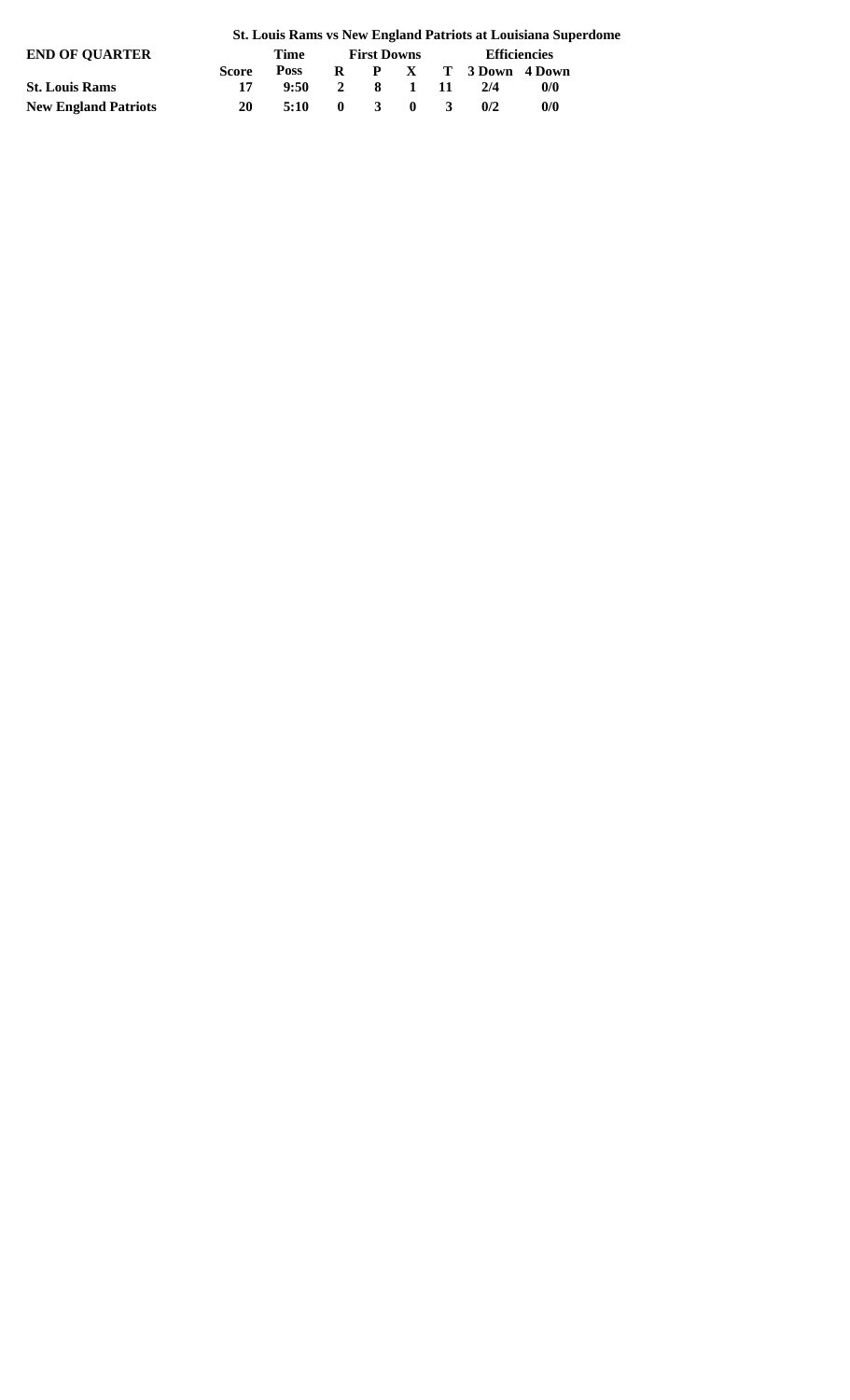**St. Louis Rams vs New England Patriots at Louisiana Superdome**

| END OF QUARTER | | Time | First Downs | | | | Efficiencies | |
|---|---|---|---|---|---|---|---|---|
| | Score | Poss | R | P | X | T | 3 Down | 4 Down |
| St. Louis Rams | 17 | 9:50 | 2 | 8 | 1 | 11 | 2/4 | 0/0 |
| New England Patriots | 20 | 5:10 | 0 | 3 | 0 | 3 | 0/2 | 0/0 |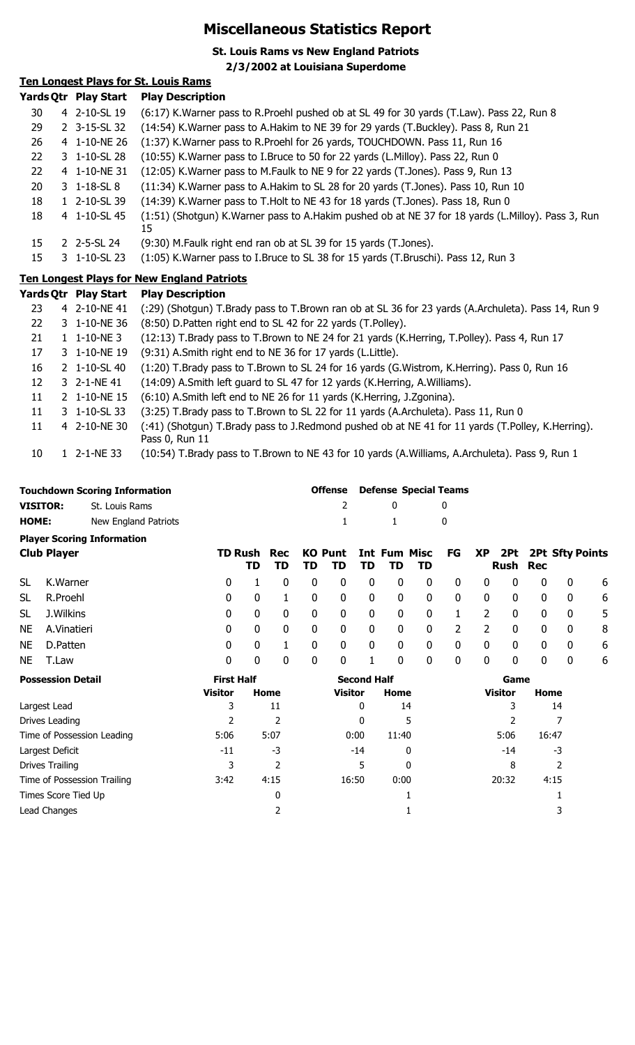# Miscellaneous Statistics Report

**St. Louis Rams vs New England Patriots**

**2/3/2002 at Louisiana Superdome**

### Ten Longest Plays for St. Louis Rams

| Yards | Qtr | Play Start | Play Description |
|---|---|---|---|
| 30 | 4 | 2-10-SL 19 | (6:17) K.Warner pass to R.Proehl pushed ob at SL 49 for 30 yards (T.Law). Pass 22, Run 8 |
| 29 | 2 | 3-15-SL 32 | (14:54) K.Warner pass to A.Hakim to NE 39 for 29 yards (T.Buckley). Pass 8, Run 21 |
| 26 | 4 | 1-10-NE 26 | (1:37) K.Warner pass to R.Proehl for 26 yards, TOUCHDOWN. Pass 11, Run 16 |
| 22 | 3 | 1-10-SL 28 | (10:55) K.Warner pass to I.Bruce to 50 for 22 yards (L.Milloy). Pass 22, Run 0 |
| 22 | 4 | 1-10-NE 31 | (12:05) K.Warner pass to M.Faulk to NE 9 for 22 yards (T.Jones). Pass 9, Run 13 |
| 20 | 3 | 1-18-SL 8 | (11:34) K.Warner pass to A.Hakim to SL 28 for 20 yards (T.Jones). Pass 10, Run 10 |
| 18 | 1 | 2-10-SL 39 | (14:39) K.Warner pass to T.Holt to NE 43 for 18 yards (T.Jones). Pass 18, Run 0 |
| 18 | 4 | 1-10-SL 45 | (1:51) (Shotgun) K.Warner pass to A.Hakim pushed ob at NE 37 for 18 yards (L.Milloy). Pass 3, Run 15 |
| 15 | 2 | 2-5-SL 24 | (9:30) M.Faulk right end ran ob at SL 39 for 15 yards (T.Jones). |
| 15 | 3 | 1-10-SL 23 | (1:05) K.Warner pass to I.Bruce to SL 38 for 15 yards (T.Bruschi). Pass 12, Run 3 |

### Ten Longest Plays for New England Patriots

| Yards | Qtr | Play Start | Play Description |
|---|---|---|---|
| 23 | 4 | 2-10-NE 41 | (:29) (Shotgun) T.Brady pass to T.Brown ran ob at SL 36 for 23 yards (A.Archuleta). Pass 14, Run 9 |
| 22 | 3 | 1-10-NE 36 | (8:50) D.Patten right end to SL 42 for 22 yards (T.Polley). |
| 21 | 1 | 1-10-NE 3 | (12:13) T.Brady pass to T.Brown to NE 24 for 21 yards (K.Herring, T.Polley). Pass 4, Run 17 |
| 17 | 3 | 1-10-NE 19 | (9:31) A.Smith right end to NE 36 for 17 yards (L.Little). |
| 16 | 2 | 1-10-SL 40 | (1:20) T.Brady pass to T.Brown to SL 24 for 16 yards (G.Wistrom, K.Herring). Pass 0, Run 16 |
| 12 | 3 | 2-1-NE 41 | (14:09) A.Smith left guard to SL 47 for 12 yards (K.Herring, A.Williams). |
| 11 | 2 | 1-10-NE 15 | (6:10) A.Smith left end to NE 26 for 11 yards (K.Herring, J.Zgonina). |
| 11 | 3 | 1-10-SL 33 | (3:25) T.Brady pass to T.Brown to SL 22 for 11 yards (A.Archuleta). Pass 11, Run 0 |
| 11 | 4 | 2-10-NE 30 | (:41) (Shotgun) T.Brady pass to J.Redmond pushed ob at NE 41 for 11 yards (T.Polley, K.Herring). Pass 0, Run 11 |
| 10 | 1 | 2-1-NE 33 | (10:54) T.Brady pass to T.Brown to NE 43 for 10 yards (A.Williams, A.Archuleta). Pass 9, Run 1 |

| Touchdown Scoring Information | | Offense | Defense | Special Teams |
|---|---|---|---|---|
| **VISITOR:** | St. Louis Rams | 2 | 0 | 0 |
| **HOME:** | New England Patriots | 1 | 1 | 0 |

**Player Scoring Information**

| Club | Player | TD | Rush TD | Rec TD | KO TD | Punt TD | Int TD | Fum TD | Misc TD | FG | XP | 2Pt Rush | 2Pt Rec | Sfty | Points |
|---|---|---|---|---|---|---|---|---|---|---|---|---|---|---|---|
| SL | K.Warner | 0 | 1 | 0 | 0 | 0 | 0 | 0 | 0 | 0 | 0 | 0 | 0 | 0 | 6 |
| SL | R.Proehl | 0 | 0 | 1 | 0 | 0 | 0 | 0 | 0 | 0 | 0 | 0 | 0 | 0 | 6 |
| SL | J.Wilkins | 0 | 0 | 0 | 0 | 0 | 0 | 0 | 0 | 1 | 2 | 0 | 0 | 0 | 5 |
| NE | A.Vinatieri | 0 | 0 | 0 | 0 | 0 | 0 | 0 | 0 | 2 | 2 | 0 | 0 | 0 | 8 |
| NE | D.Patten | 0 | 0 | 1 | 0 | 0 | 0 | 0 | 0 | 0 | 0 | 0 | 0 | 0 | 6 |
| NE | T.Law | 0 | 0 | 0 | 0 | 0 | 1 | 0 | 0 | 0 | 0 | 0 | 0 | 0 | 6 |

| Possession Detail | First Half | | Second Half | | Game | |
|---|---|---|---|---|---|---|
| | Visitor | Home | Visitor | Home | Visitor | Home |
| Largest Lead | 3 | 11 | 0 | 14 | 3 | 14 |
| Drives Leading | 2 | 2 | 0 | 5 | 2 | 7 |
| Time of Possession Leading | 5:06 | 5:07 | 0:00 | 11:40 | 5:06 | 16:47 |
| Largest Deficit | -11 | -3 | -14 | 0 | -14 | -3 |
| Drives Trailing | 3 | 2 | 5 | 0 | 8 | 2 |
| Time of Possession Trailing | 3:42 | 4:15 | 16:50 | 0:00 | 20:32 | 4:15 |
| Times Score Tied Up | | 0 | | 1 | | 1 |
| Lead Changes | | 2 | | 1 | | 3 |